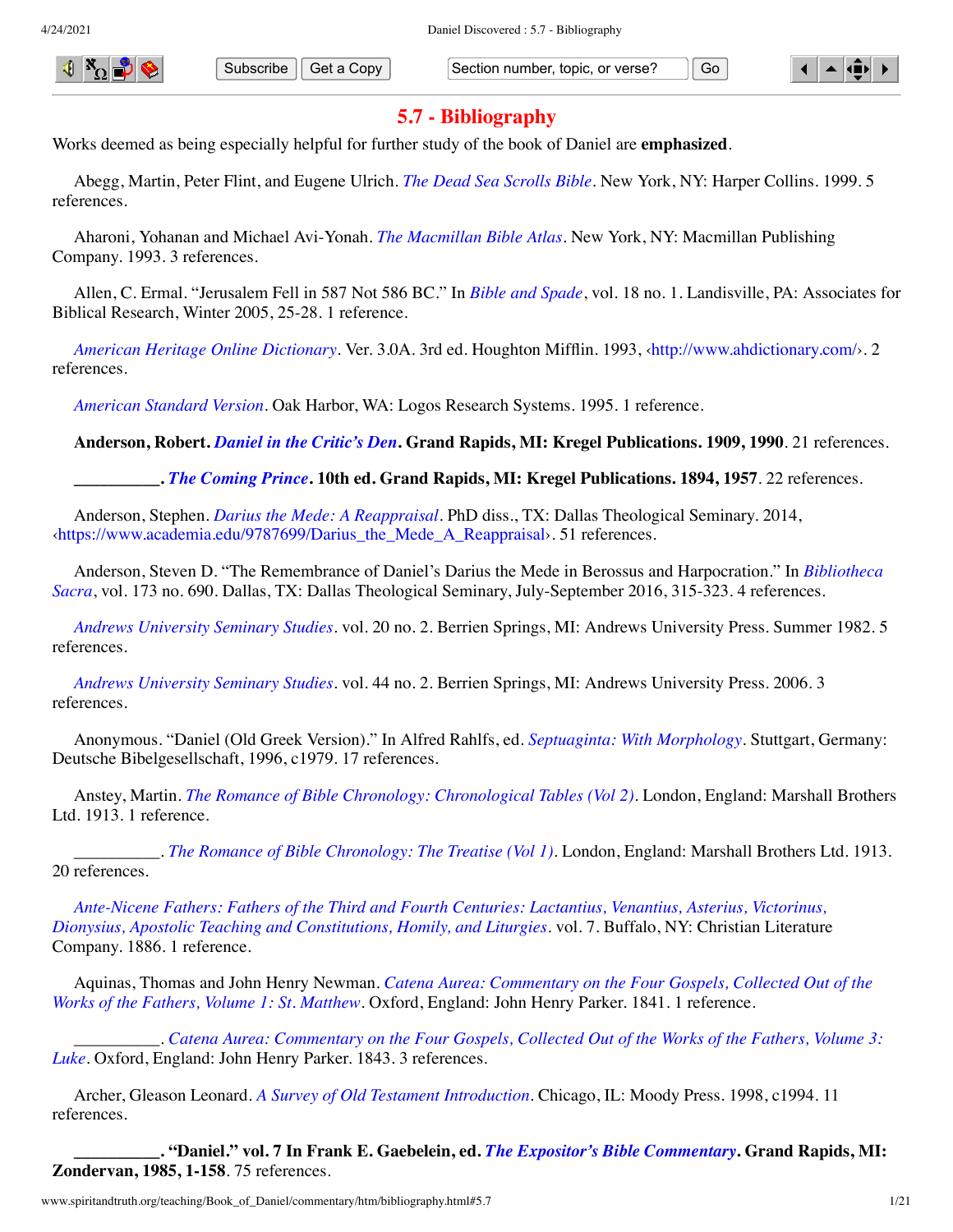# 5.7 - Bibliography

Works deemed as being especially helpful for further study of the book of Daniel are **emphasized**.

Abegg, Martin, Peter Flint, and Eugene Ulrich. *The Dead Sea Scrolls Bible*. New York, NY: Harper Collins. 1999. 5 references.

Aharoni, Yohanan and Michael Avi-Yonah. *The Macmillan Bible Atlas*. New York, NY: Macmillan Publishing Company. 1993. 3 references.

Allen, C. Ermal. "Jerusalem Fell in 587 Not 586 BC." In *Bible and Spade*, vol. 18 no. 1. Landisville, PA: Associates for Biblical Research, Winter 2005, 25-28. 1 reference.

*American Heritage Online Dictionary*. Ver. 3.0A. 3rd ed. Houghton Mifflin. 1993, ‹http://www.ahdictionary.com/›. 2 references.

*American Standard Version*. Oak Harbor, WA: Logos Research Systems. 1995. 1 reference.

**Anderson, Robert. *Daniel in the Critic's Den*. Grand Rapids, MI: Kregel Publications. 1909, 1990**. 21 references.

**__________. *The Coming Prince*. 10th ed. Grand Rapids, MI: Kregel Publications. 1894, 1957**. 22 references.

Anderson, Stephen. *Darius the Mede: A Reappraisal*. PhD diss., TX: Dallas Theological Seminary. 2014, ‹https://www.academia.edu/9787699/Darius_the_Mede_A_Reappraisal›. 51 references.

Anderson, Steven D. "The Remembrance of Daniel's Darius the Mede in Berossus and Harpocration." In *Bibliotheca Sacra*, vol. 173 no. 690. Dallas, TX: Dallas Theological Seminary, July-September 2016, 315-323. 4 references.

*Andrews University Seminary Studies*. vol. 20 no. 2. Berrien Springs, MI: Andrews University Press. Summer 1982. 5 references.

*Andrews University Seminary Studies*. vol. 44 no. 2. Berrien Springs, MI: Andrews University Press. 2006. 3 references.

Anonymous. "Daniel (Old Greek Version)." In Alfred Rahlfs, ed. *Septuaginta: With Morphology*. Stuttgart, Germany: Deutsche Bibelgesellschaft, 1996, c1979. 17 references.

Anstey, Martin. *The Romance of Bible Chronology: Chronological Tables (Vol 2)*. London, England: Marshall Brothers Ltd. 1913. 1 reference.

__________. *The Romance of Bible Chronology: The Treatise (Vol 1)*. London, England: Marshall Brothers Ltd. 1913. 20 references.

*Ante-Nicene Fathers: Fathers of the Third and Fourth Centuries: Lactantius, Venantius, Asterius, Victorinus, Dionysius, Apostolic Teaching and Constitutions, Homily, and Liturgies*. vol. 7. Buffalo, NY: Christian Literature Company. 1886. 1 reference.

Aquinas, Thomas and John Henry Newman. *Catena Aurea: Commentary on the Four Gospels, Collected Out of the Works of the Fathers, Volume 1: St. Matthew*. Oxford, England: John Henry Parker. 1841. 1 reference.

__________. *Catena Aurea: Commentary on the Four Gospels, Collected Out of the Works of the Fathers, Volume 3: Luke*. Oxford, England: John Henry Parker. 1843. 3 references.

Archer, Gleason Leonard. *A Survey of Old Testament Introduction*. Chicago, IL: Moody Press. 1998, c1994. 11 references.

**__________. "Daniel." vol. 7 In Frank E. Gaebelein, ed. *The Expositor's Bible Commentary*. Grand Rapids, MI: Zondervan, 1985, 1-158**. 75 references.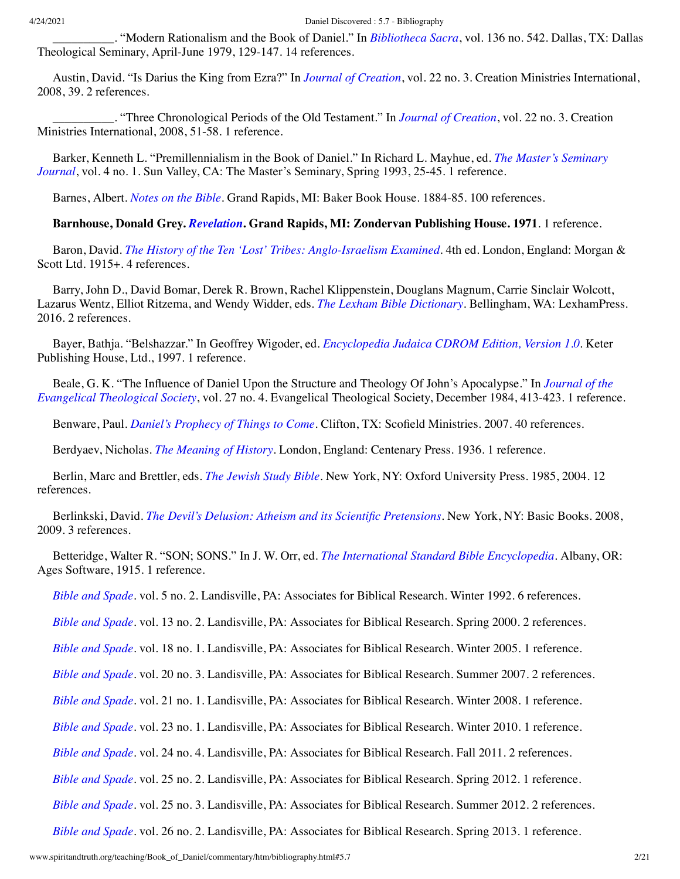__________. "Modern Rationalism and the Book of Daniel." In *Bibliotheca Sacra*, vol. 136 no. 542. Dallas, TX: Dallas Theological Seminary, April-June 1979, 129-147. 14 references.

Austin, David. "Is Darius the King from Ezra?" In *Journal of Creation*, vol. 22 no. 3. Creation Ministries International, 2008, 39. 2 references.

__________. "Three Chronological Periods of the Old Testament." In *Journal of Creation*, vol. 22 no. 3. Creation Ministries International, 2008, 51-58. 1 reference.

Barker, Kenneth L. "Premillennialism in the Book of Daniel." In Richard L. Mayhue, ed. *The Master's Seminary Journal*, vol. 4 no. 1. Sun Valley, CA: The Master's Seminary, Spring 1993, 25-45. 1 reference.

Barnes, Albert. *Notes on the Bible*. Grand Rapids, MI: Baker Book House. 1884-85. 100 references.

**Barnhouse, Donald Grey. *Revelation*. Grand Rapids, MI: Zondervan Publishing House. 1971**. 1 reference.

Baron, David. *The History of the Ten 'Lost' Tribes: Anglo-Israelism Examined*. 4th ed. London, England: Morgan & Scott Ltd. 1915+. 4 references.

Barry, John D., David Bomar, Derek R. Brown, Rachel Klippenstein, Douglans Magnum, Carrie Sinclair Wolcott, Lazarus Wentz, Elliot Ritzema, and Wendy Widder, eds. *The Lexham Bible Dictionary*. Bellingham, WA: LexhamPress. 2016. 2 references.

Bayer, Bathja. "Belshazzar." In Geoffrey Wigoder, ed. *Encyclopedia Judaica CDROM Edition, Version 1.0*. Keter Publishing House, Ltd., 1997. 1 reference.

Beale, G. K. "The Influence of Daniel Upon the Structure and Theology Of John's Apocalypse." In *Journal of the Evangelical Theological Society*, vol. 27 no. 4. Evangelical Theological Society, December 1984, 413-423. 1 reference.

Benware, Paul. *Daniel's Prophecy of Things to Come*. Clifton, TX: Scofield Ministries. 2007. 40 references.

Berdyaev, Nicholas. *The Meaning of History*. London, England: Centenary Press. 1936. 1 reference.

Berlin, Marc and Brettler, eds. *The Jewish Study Bible*. New York, NY: Oxford University Press. 1985, 2004. 12 references.

Berlinkski, David. *The Devil's Delusion: Atheism and its Scientific Pretensions*. New York, NY: Basic Books. 2008, 2009. 3 references.

Betteridge, Walter R. "SON; SONS." In J. W. Orr, ed. *The International Standard Bible Encyclopedia*. Albany, OR: Ages Software, 1915. 1 reference.

*Bible and Spade*. vol. 5 no. 2. Landisville, PA: Associates for Biblical Research. Winter 1992. 6 references.

*Bible and Spade*. vol. 13 no. 2. Landisville, PA: Associates for Biblical Research. Spring 2000. 2 references.

*Bible and Spade*. vol. 18 no. 1. Landisville, PA: Associates for Biblical Research. Winter 2005. 1 reference.

*Bible and Spade*. vol. 20 no. 3. Landisville, PA: Associates for Biblical Research. Summer 2007. 2 references.

*Bible and Spade*. vol. 21 no. 1. Landisville, PA: Associates for Biblical Research. Winter 2008. 1 reference.

*Bible and Spade*. vol. 23 no. 1. Landisville, PA: Associates for Biblical Research. Winter 2010. 1 reference.

*Bible and Spade*. vol. 24 no. 4. Landisville, PA: Associates for Biblical Research. Fall 2011. 2 references.

*Bible and Spade*. vol. 25 no. 2. Landisville, PA: Associates for Biblical Research. Spring 2012. 1 reference.

*Bible and Spade*. vol. 25 no. 3. Landisville, PA: Associates for Biblical Research. Summer 2012. 2 references.

*Bible and Spade*. vol. 26 no. 2. Landisville, PA: Associates for Biblical Research. Spring 2013. 1 reference.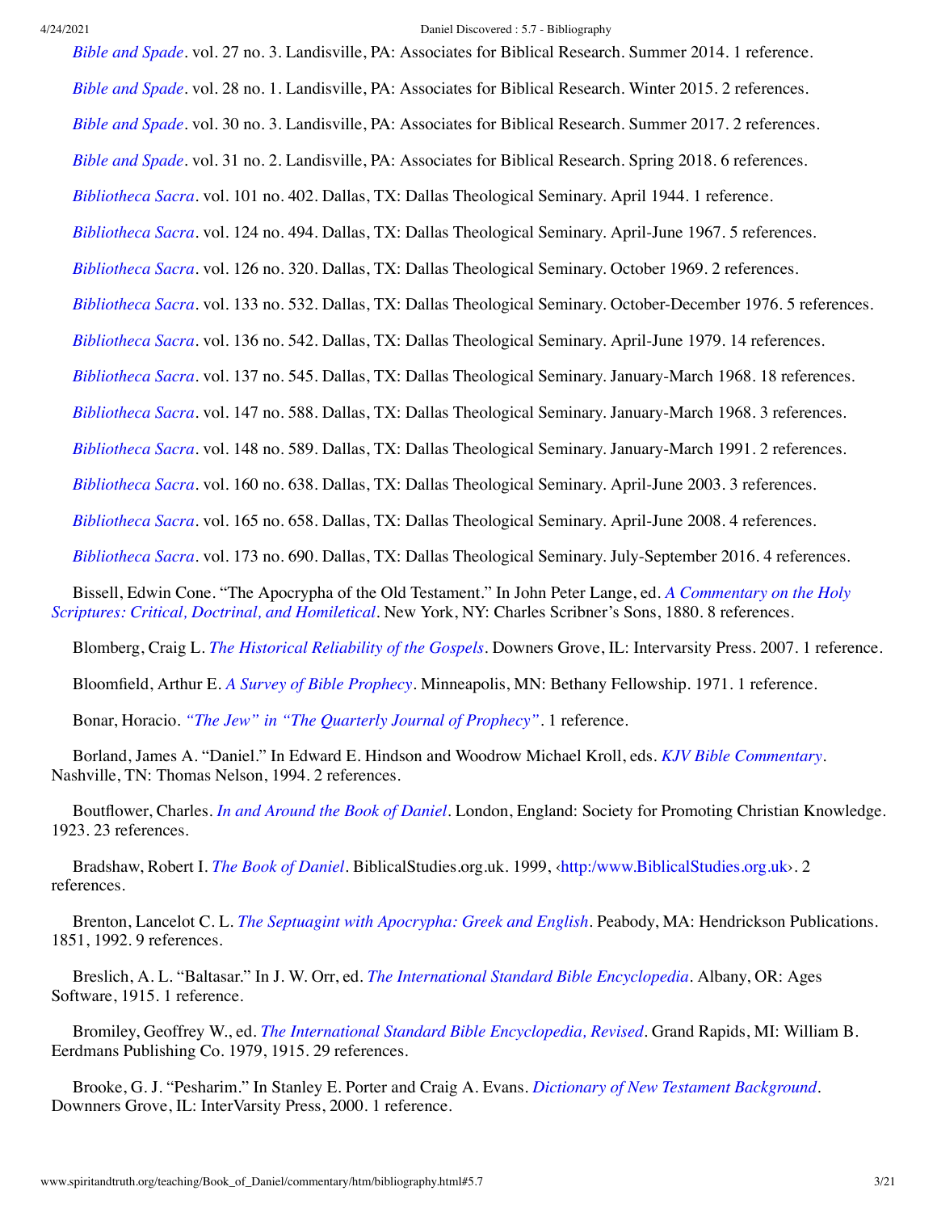*Bible and Spade*. vol. 27 no. 3. Landisville, PA: Associates for Biblical Research. Summer 2014. 1 reference.

*Bible and Spade*. vol. 28 no. 1. Landisville, PA: Associates for Biblical Research. Winter 2015. 2 references.

*Bible and Spade*. vol. 30 no. 3. Landisville, PA: Associates for Biblical Research. Summer 2017. 2 references.

*Bible and Spade*. vol. 31 no. 2. Landisville, PA: Associates for Biblical Research. Spring 2018. 6 references.

*Bibliotheca Sacra*. vol. 101 no. 402. Dallas, TX: Dallas Theological Seminary. April 1944. 1 reference.

*Bibliotheca Sacra*. vol. 124 no. 494. Dallas, TX: Dallas Theological Seminary. April-June 1967. 5 references.

*Bibliotheca Sacra*. vol. 126 no. 320. Dallas, TX: Dallas Theological Seminary. October 1969. 2 references.

*Bibliotheca Sacra*. vol. 133 no. 532. Dallas, TX: Dallas Theological Seminary. October-December 1976. 5 references.

*Bibliotheca Sacra*. vol. 136 no. 542. Dallas, TX: Dallas Theological Seminary. April-June 1979. 14 references.

*Bibliotheca Sacra*. vol. 137 no. 545. Dallas, TX: Dallas Theological Seminary. January-March 1968. 18 references.

*Bibliotheca Sacra*. vol. 147 no. 588. Dallas, TX: Dallas Theological Seminary. January-March 1968. 3 references.

*Bibliotheca Sacra*. vol. 148 no. 589. Dallas, TX: Dallas Theological Seminary. January-March 1991. 2 references.

*Bibliotheca Sacra*. vol. 160 no. 638. Dallas, TX: Dallas Theological Seminary. April-June 2003. 3 references.

*Bibliotheca Sacra*. vol. 165 no. 658. Dallas, TX: Dallas Theological Seminary. April-June 2008. 4 references.

*Bibliotheca Sacra*. vol. 173 no. 690. Dallas, TX: Dallas Theological Seminary. July-September 2016. 4 references.

Bissell, Edwin Cone. “The Apocrypha of the Old Testament.” In John Peter Lange, ed. *A Commentary on the Holy Scriptures: Critical, Doctrinal, and Homiletical*. New York, NY: Charles Scribner’s Sons, 1880. 8 references.

Blomberg, Craig L. *The Historical Reliability of the Gospels*. Downers Grove, IL: Intervarsity Press. 2007. 1 reference.

Bloomfield, Arthur E. *A Survey of Bible Prophecy*. Minneapolis, MN: Bethany Fellowship. 1971. 1 reference.

Bonar, Horacio. *“The Jew” in “The Quarterly Journal of Prophecy”*. 1 reference.

Borland, James A. “Daniel.” In Edward E. Hindson and Woodrow Michael Kroll, eds. *KJV Bible Commentary*. Nashville, TN: Thomas Nelson, 1994. 2 references.

Boutflower, Charles. *In and Around the Book of Daniel*. London, England: Society for Promoting Christian Knowledge. 1923. 23 references.

Bradshaw, Robert I. *The Book of Daniel*. BiblicalStudies.org.uk. 1999, ‹http:/www.BiblicalStudies.org.uk›. 2 references.

Brenton, Lancelot C. L. *The Septuagint with Apocrypha: Greek and English*. Peabody, MA: Hendrickson Publications. 1851, 1992. 9 references.

Breslich, A. L. “Baltasar.” In J. W. Orr, ed. *The International Standard Bible Encyclopedia*. Albany, OR: Ages Software, 1915. 1 reference.

Bromiley, Geoffrey W., ed. *The International Standard Bible Encyclopedia, Revised*. Grand Rapids, MI: William B. Eerdmans Publishing Co. 1979, 1915. 29 references.

Brooke, G. J. “Pesharim.” In Stanley E. Porter and Craig A. Evans. *Dictionary of New Testament Background*. Downners Grove, IL: InterVarsity Press, 2000. 1 reference.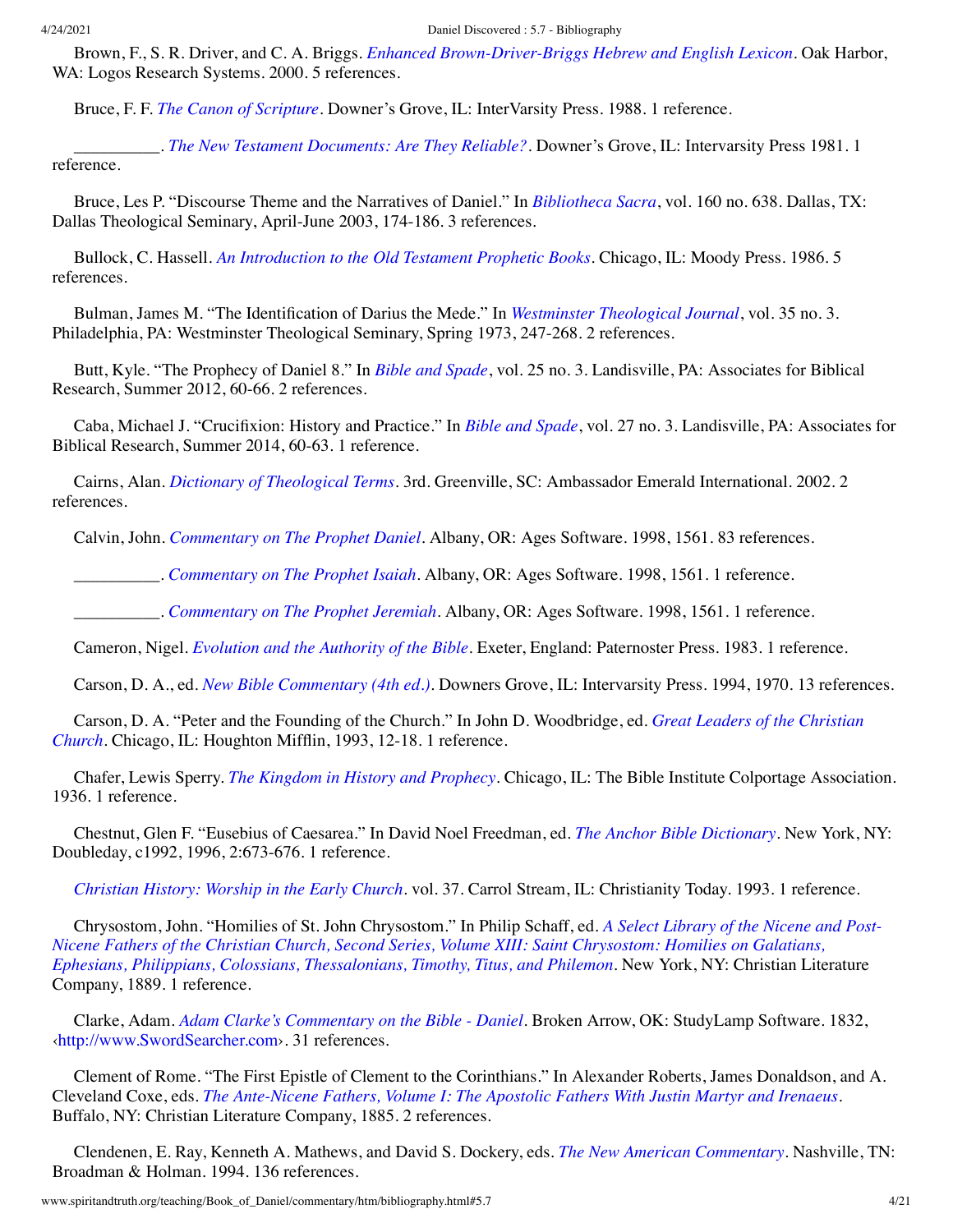Brown, F., S. R. Driver, and C. A. Briggs. *Enhanced Brown-Driver-Briggs Hebrew and English Lexicon*. Oak Harbor, WA: Logos Research Systems. 2000. 5 references.

Bruce, F. F. *The Canon of Scripture*. Downer's Grove, IL: InterVarsity Press. 1988. 1 reference.

__________. *The New Testament Documents: Are They Reliable?*. Downer's Grove, IL: Intervarsity Press 1981. 1 reference.

Bruce, Les P. "Discourse Theme and the Narratives of Daniel." In *Bibliotheca Sacra*, vol. 160 no. 638. Dallas, TX: Dallas Theological Seminary, April-June 2003, 174-186. 3 references.

Bullock, C. Hassell. *An Introduction to the Old Testament Prophetic Books*. Chicago, IL: Moody Press. 1986. 5 references.

Bulman, James M. "The Identification of Darius the Mede." In *Westminster Theological Journal*, vol. 35 no. 3. Philadelphia, PA: Westminster Theological Seminary, Spring 1973, 247-268. 2 references.

Butt, Kyle. "The Prophecy of Daniel 8." In *Bible and Spade*, vol. 25 no. 3. Landisville, PA: Associates for Biblical Research, Summer 2012, 60-66. 2 references.

Caba, Michael J. "Crucifixion: History and Practice." In *Bible and Spade*, vol. 27 no. 3. Landisville, PA: Associates for Biblical Research, Summer 2014, 60-63. 1 reference.

Cairns, Alan. *Dictionary of Theological Terms*. 3rd. Greenville, SC: Ambassador Emerald International. 2002. 2 references.

Calvin, John. *Commentary on The Prophet Daniel*. Albany, OR: Ages Software. 1998, 1561. 83 references.

__________. *Commentary on The Prophet Isaiah*. Albany, OR: Ages Software. 1998, 1561. 1 reference.

__________. *Commentary on The Prophet Jeremiah*. Albany, OR: Ages Software. 1998, 1561. 1 reference.

Cameron, Nigel. *Evolution and the Authority of the Bible*. Exeter, England: Paternoster Press. 1983. 1 reference.

Carson, D. A., ed. *New Bible Commentary (4th ed.)*. Downers Grove, IL: Intervarsity Press. 1994, 1970. 13 references.

Carson, D. A. "Peter and the Founding of the Church." In John D. Woodbridge, ed. *Great Leaders of the Christian Church*. Chicago, IL: Houghton Mifflin, 1993, 12-18. 1 reference.

Chafer, Lewis Sperry. *The Kingdom in History and Prophecy*. Chicago, IL: The Bible Institute Colportage Association. 1936. 1 reference.

Chestnut, Glen F. "Eusebius of Caesarea." In David Noel Freedman, ed. *The Anchor Bible Dictionary*. New York, NY: Doubleday, c1992, 1996, 2:673-676. 1 reference.

*Christian History: Worship in the Early Church*. vol. 37. Carrol Stream, IL: Christianity Today. 1993. 1 reference.

Chrysostom, John. "Homilies of St. John Chrysostom." In Philip Schaff, ed. *A Select Library of the Nicene and Post-Nicene Fathers of the Christian Church, Second Series, Volume XIII: Saint Chrysostom: Homilies on Galatians, Ephesians, Philippians, Colossians, Thessalonians, Timothy, Titus, and Philemon*. New York, NY: Christian Literature Company, 1889. 1 reference.

Clarke, Adam. *Adam Clarke's Commentary on the Bible - Daniel*. Broken Arrow, OK: StudyLamp Software. 1832, ‹http://www.SwordSearcher.com›. 31 references.

Clement of Rome. "The First Epistle of Clement to the Corinthians." In Alexander Roberts, James Donaldson, and A. Cleveland Coxe, eds. *The Ante-Nicene Fathers, Volume I: The Apostolic Fathers With Justin Martyr and Irenaeus*. Buffalo, NY: Christian Literature Company, 1885. 2 references.

Clendenen, E. Ray, Kenneth A. Mathews, and David S. Dockery, eds. *The New American Commentary*. Nashville, TN: Broadman & Holman. 1994. 136 references.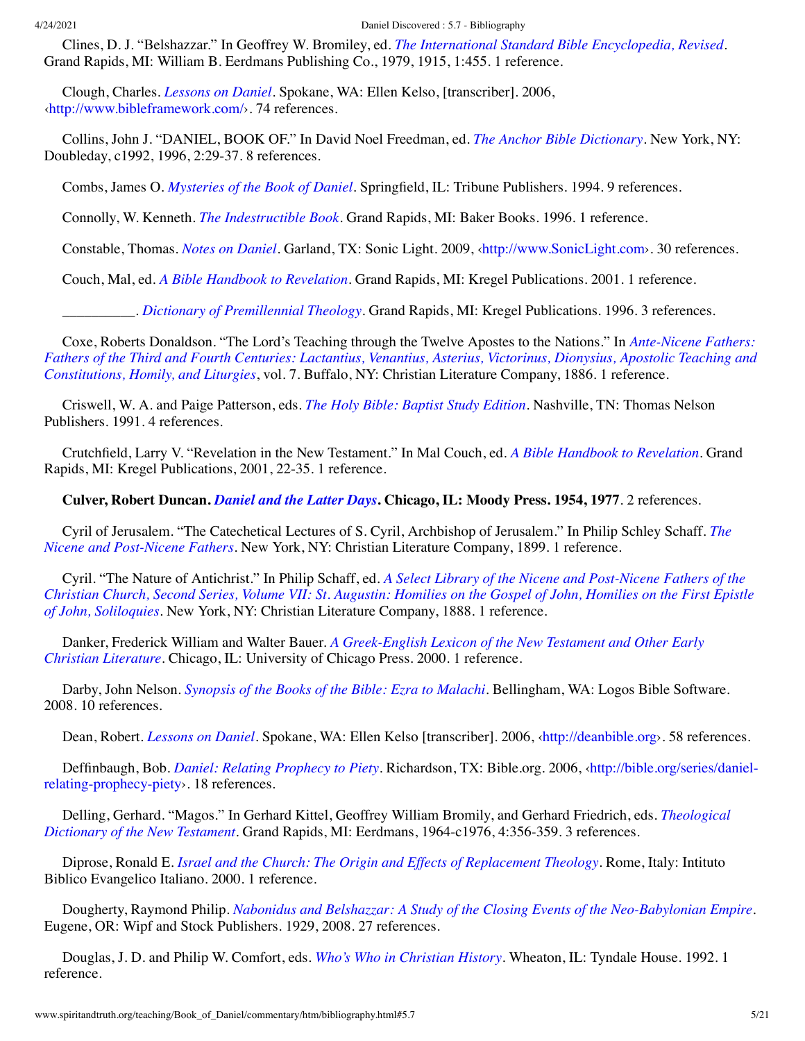Clines, D. J. "Belshazzar." In Geoffrey W. Bromiley, ed. *The International Standard Bible Encyclopedia, Revised*. Grand Rapids, MI: William B. Eerdmans Publishing Co., 1979, 1915, 1:455. 1 reference.

Clough, Charles. *Lessons on Daniel*. Spokane, WA: Ellen Kelso, [transcriber]. 2006, ‹http://www.bibleframework.com/›. 74 references.

Collins, John J. "DANIEL, BOOK OF." In David Noel Freedman, ed. *The Anchor Bible Dictionary*. New York, NY: Doubleday, c1992, 1996, 2:29-37. 8 references.

Combs, James O. *Mysteries of the Book of Daniel*. Springfield, IL: Tribune Publishers. 1994. 9 references.

Connolly, W. Kenneth. *The Indestructible Book*. Grand Rapids, MI: Baker Books. 1996. 1 reference.

Constable, Thomas. *Notes on Daniel*. Garland, TX: Sonic Light. 2009, ‹http://www.SonicLight.com›. 30 references.

Couch, Mal, ed. *A Bible Handbook to Revelation*. Grand Rapids, MI: Kregel Publications. 2001. 1 reference.

__________. *Dictionary of Premillennial Theology*. Grand Rapids, MI: Kregel Publications. 1996. 3 references.

Coxe, Roberts Donaldson. "The Lord's Teaching through the Twelve Apostes to the Nations." In *Ante-Nicene Fathers: Fathers of the Third and Fourth Centuries: Lactantius, Venantius, Asterius, Victorinus, Dionysius, Apostolic Teaching and Constitutions, Homily, and Liturgies*, vol. 7. Buffalo, NY: Christian Literature Company, 1886. 1 reference.

Criswell, W. A. and Paige Patterson, eds. *The Holy Bible: Baptist Study Edition*. Nashville, TN: Thomas Nelson Publishers. 1991. 4 references.

Crutchfield, Larry V. "Revelation in the New Testament." In Mal Couch, ed. *A Bible Handbook to Revelation*. Grand Rapids, MI: Kregel Publications, 2001, 22-35. 1 reference.

**Culver, Robert Duncan. *Daniel and the Latter Days*. Chicago, IL: Moody Press. 1954, 1977**. 2 references.

Cyril of Jerusalem. "The Catechetical Lectures of S. Cyril, Archbishop of Jerusalem." In Philip Schley Schaff. *The Nicene and Post-Nicene Fathers*. New York, NY: Christian Literature Company, 1899. 1 reference.

Cyril. "The Nature of Antichrist." In Philip Schaff, ed. *A Select Library of the Nicene and Post-Nicene Fathers of the Christian Church, Second Series, Volume VII: St. Augustin: Homilies on the Gospel of John, Homilies on the First Epistle of John, Soliloquies*. New York, NY: Christian Literature Company, 1888. 1 reference.

Danker, Frederick William and Walter Bauer. *A Greek-English Lexicon of the New Testament and Other Early Christian Literature*. Chicago, IL: University of Chicago Press. 2000. 1 reference.

Darby, John Nelson. *Synopsis of the Books of the Bible: Ezra to Malachi*. Bellingham, WA: Logos Bible Software. 2008. 10 references.

Dean, Robert. *Lessons on Daniel*. Spokane, WA: Ellen Kelso [transcriber]. 2006, ‹http://deanbible.org›. 58 references.

Deffinbaugh, Bob. *Daniel: Relating Prophecy to Piety*. Richardson, TX: Bible.org. 2006, ‹http://bible.org/series/daniel-relating-prophecy-piety›. 18 references.

Delling, Gerhard. "Magos." In Gerhard Kittel, Geoffrey William Bromily, and Gerhard Friedrich, eds. *Theological Dictionary of the New Testament*. Grand Rapids, MI: Eerdmans, 1964-c1976, 4:356-359. 3 references.

Diprose, Ronald E. *Israel and the Church: The Origin and Effects of Replacement Theology*. Rome, Italy: Intituto Biblico Evangelico Italiano. 2000. 1 reference.

Dougherty, Raymond Philip. *Nabonidus and Belshazzar: A Study of the Closing Events of the Neo-Babylonian Empire*. Eugene, OR: Wipf and Stock Publishers. 1929, 2008. 27 references.

Douglas, J. D. and Philip W. Comfort, eds. *Who's Who in Christian History*. Wheaton, IL: Tyndale House. 1992. 1 reference.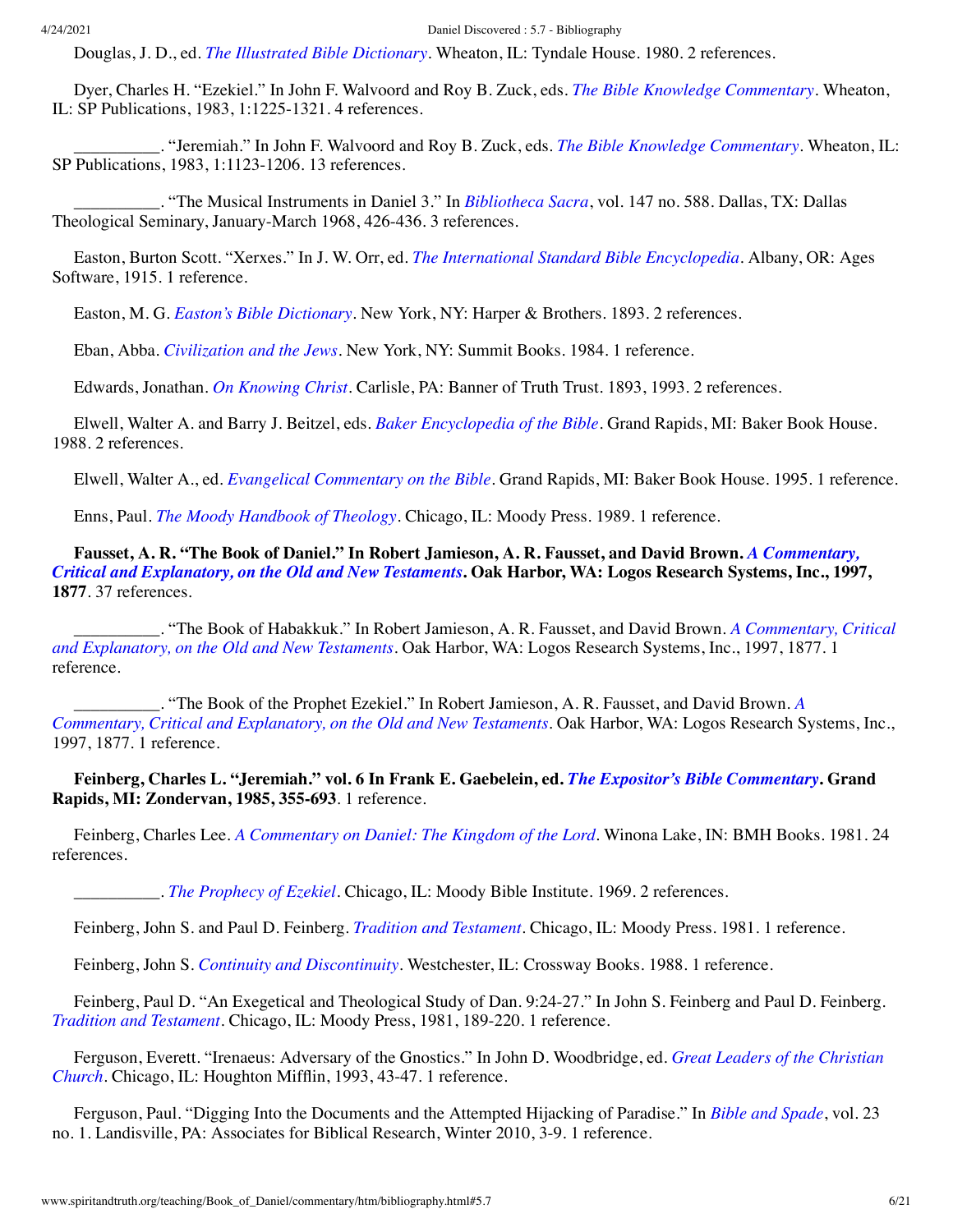Douglas, J. D., ed. *The Illustrated Bible Dictionary*. Wheaton, IL: Tyndale House. 1980. 2 references.

Dyer, Charles H. "Ezekiel." In John F. Walvoord and Roy B. Zuck, eds. *The Bible Knowledge Commentary*. Wheaton, IL: SP Publications, 1983, 1:1225-1321. 4 references.

__________. "Jeremiah." In John F. Walvoord and Roy B. Zuck, eds. *The Bible Knowledge Commentary*. Wheaton, IL: SP Publications, 1983, 1:1123-1206. 13 references.

__________. "The Musical Instruments in Daniel 3." In *Bibliotheca Sacra*, vol. 147 no. 588. Dallas, TX: Dallas Theological Seminary, January-March 1968, 426-436. 3 references.

Easton, Burton Scott. "Xerxes." In J. W. Orr, ed. *The International Standard Bible Encyclopedia*. Albany, OR: Ages Software, 1915. 1 reference.

Easton, M. G. *Easton's Bible Dictionary*. New York, NY: Harper & Brothers. 1893. 2 references.

Eban, Abba. *Civilization and the Jews*. New York, NY: Summit Books. 1984. 1 reference.

Edwards, Jonathan. *On Knowing Christ*. Carlisle, PA: Banner of Truth Trust. 1893, 1993. 2 references.

Elwell, Walter A. and Barry J. Beitzel, eds. *Baker Encyclopedia of the Bible*. Grand Rapids, MI: Baker Book House. 1988. 2 references.

Elwell, Walter A., ed. *Evangelical Commentary on the Bible*. Grand Rapids, MI: Baker Book House. 1995. 1 reference.

Enns, Paul. *The Moody Handbook of Theology*. Chicago, IL: Moody Press. 1989. 1 reference.

**Fausset, A. R. "The Book of Daniel." In Robert Jamieson, A. R. Fausset, and David Brown. *A Commentary, Critical and Explanatory, on the Old and New Testaments*. Oak Harbor, WA: Logos Research Systems, Inc., 1997, 1877**. 37 references.

__________. "The Book of Habakkuk." In Robert Jamieson, A. R. Fausset, and David Brown. *A Commentary, Critical and Explanatory, on the Old and New Testaments*. Oak Harbor, WA: Logos Research Systems, Inc., 1997, 1877. 1 reference.

__________. "The Book of the Prophet Ezekiel." In Robert Jamieson, A. R. Fausset, and David Brown. *A Commentary, Critical and Explanatory, on the Old and New Testaments*. Oak Harbor, WA: Logos Research Systems, Inc., 1997, 1877. 1 reference.

**Feinberg, Charles L. "Jeremiah." vol. 6 In Frank E. Gaebelein, ed. *The Expositor's Bible Commentary*. Grand Rapids, MI: Zondervan, 1985, 355-693**. 1 reference.

Feinberg, Charles Lee. *A Commentary on Daniel: The Kingdom of the Lord*. Winona Lake, IN: BMH Books. 1981. 24 references.

__________. *The Prophecy of Ezekiel*. Chicago, IL: Moody Bible Institute. 1969. 2 references.

Feinberg, John S. and Paul D. Feinberg. *Tradition and Testament*. Chicago, IL: Moody Press. 1981. 1 reference.

Feinberg, John S. *Continuity and Discontinuity*. Westchester, IL: Crossway Books. 1988. 1 reference.

Feinberg, Paul D. "An Exegetical and Theological Study of Dan. 9:24-27." In John S. Feinberg and Paul D. Feinberg. *Tradition and Testament*. Chicago, IL: Moody Press, 1981, 189-220. 1 reference.

Ferguson, Everett. "Irenaeus: Adversary of the Gnostics." In John D. Woodbridge, ed. *Great Leaders of the Christian Church*. Chicago, IL: Houghton Mifflin, 1993, 43-47. 1 reference.

Ferguson, Paul. "Digging Into the Documents and the Attempted Hijacking of Paradise." In *Bible and Spade*, vol. 23 no. 1. Landisville, PA: Associates for Biblical Research, Winter 2010, 3-9. 1 reference.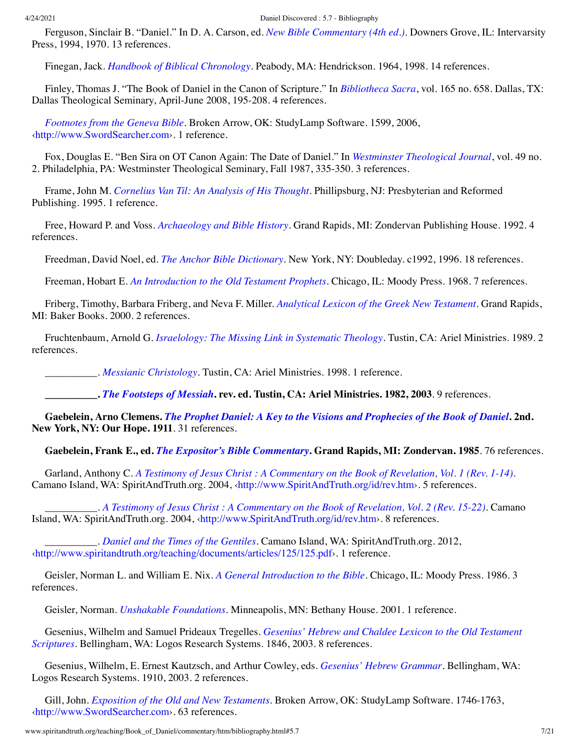Ferguson, Sinclair B. “Daniel.” In D. A. Carson, ed. *New Bible Commentary (4th ed.)*. Downers Grove, IL: Intervarsity Press, 1994, 1970. 13 references.

Finegan, Jack. *Handbook of Biblical Chronology*. Peabody, MA: Hendrickson. 1964, 1998. 14 references.

Finley, Thomas J. “The Book of Daniel in the Canon of Scripture.” In *Bibliotheca Sacra*, vol. 165 no. 658. Dallas, TX: Dallas Theological Seminary, April-June 2008, 195-208. 4 references.

*Footnotes from the Geneva Bible*. Broken Arrow, OK: StudyLamp Software. 1599, 2006, ‹http://www.SwordSearcher.com›. 1 reference.

Fox, Douglas E. “Ben Sira on OT Canon Again: The Date of Daniel.” In *Westminster Theological Journal*, vol. 49 no. 2. Philadelphia, PA: Westminster Theological Seminary, Fall 1987, 335-350. 3 references.

Frame, John M. *Cornelius Van Til: An Analysis of His Thought*. Phillipsburg, NJ: Presbyterian and Reformed Publishing. 1995. 1 reference.

Free, Howard P. and Voss. *Archaeology and Bible History*. Grand Rapids, MI: Zondervan Publishing House. 1992. 4 references.

Freedman, David Noel, ed. *The Anchor Bible Dictionary*. New York, NY: Doubleday. c1992, 1996. 18 references.

Freeman, Hobart E. *An Introduction to the Old Testament Prophets*. Chicago, IL: Moody Press. 1968. 7 references.

Friberg, Timothy, Barbara Friberg, and Neva F. Miller. *Analytical Lexicon of the Greek New Testament*. Grand Rapids, MI: Baker Books. 2000. 2 references.

Fruchtenbaum, Arnold G. *Israelology: The Missing Link in Systematic Theology*. Tustin, CA: Ariel Ministries. 1989. 2 references.

__________. *Messianic Christology*. Tustin, CA: Ariel Ministries. 1998. 1 reference.

**__________. *The Footsteps of Messiah*. rev. ed. Tustin, CA: Ariel Ministries. 1982, 2003**. 9 references.

**Gaebelein, Arno Clemens. *The Prophet Daniel: A Key to the Visions and Prophecies of the Book of Daniel*. 2nd. New York, NY: Our Hope. 1911**. 31 references.

**Gaebelein, Frank E., ed. *The Expositor’s Bible Commentary*. Grand Rapids, MI: Zondervan. 1985**. 76 references.

Garland, Anthony C. *A Testimony of Jesus Christ : A Commentary on the Book of Revelation, Vol. 1 (Rev. 1-14)*. Camano Island, WA: SpiritAndTruth.org. 2004, ‹http://www.SpiritAndTruth.org/id/rev.htm›. 5 references.

__________. *A Testimony of Jesus Christ : A Commentary on the Book of Revelation, Vol. 2 (Rev. 15-22)*. Camano Island, WA: SpiritAndTruth.org. 2004, ‹http://www.SpiritAndTruth.org/id/rev.htm›. 8 references.

__________. *Daniel and the Times of the Gentiles*. Camano Island, WA: SpiritAndTruth.org. 2012, ‹http://www.spiritandtruth.org/teaching/documents/articles/125/125.pdf›. 1 reference.

Geisler, Norman L. and William E. Nix. *A General Introduction to the Bible*. Chicago, IL: Moody Press. 1986. 3 references.

Geisler, Norman. *Unshakable Foundations*. Minneapolis, MN: Bethany House. 2001. 1 reference.

Gesenius, Wilhelm and Samuel Prideaux Tregelles. *Gesenius’ Hebrew and Chaldee Lexicon to the Old Testament Scriptures*. Bellingham, WA: Logos Research Systems. 1846, 2003. 8 references.

Gesenius, Wilhelm, E. Ernest Kautzsch, and Arthur Cowley, eds. *Gesenius’ Hebrew Grammar*. Bellingham, WA: Logos Research Systems. 1910, 2003. 2 references.

Gill, John. *Exposition of the Old and New Testaments*. Broken Arrow, OK: StudyLamp Software. 1746-1763, ‹http://www.SwordSearcher.com›. 63 references.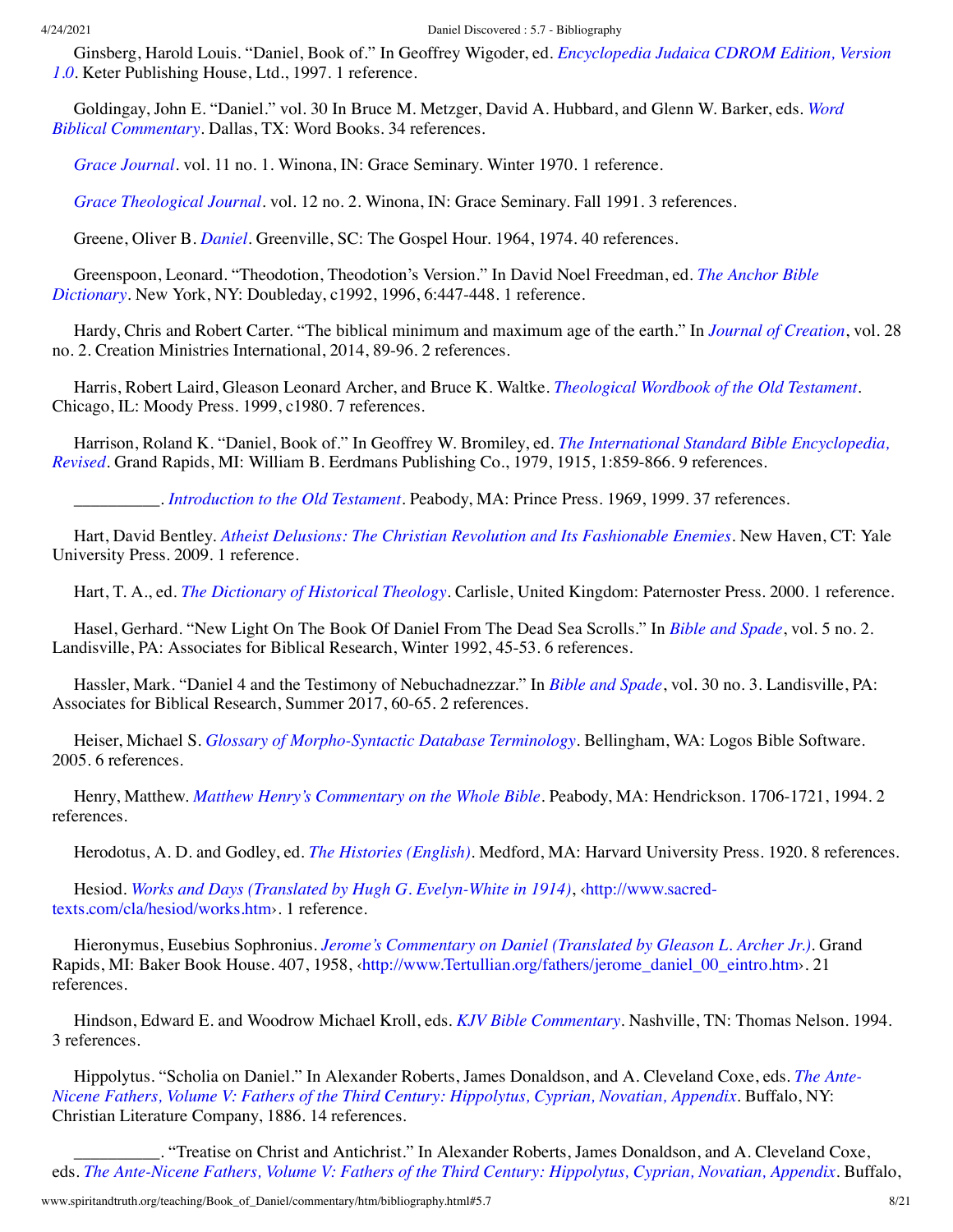Ginsberg, Harold Louis. “Daniel, Book of.” In Geoffrey Wigoder, ed. *Encyclopedia Judaica CDROM Edition, Version 1.0*. Keter Publishing House, Ltd., 1997. 1 reference.

Goldingay, John E. “Daniel.” vol. 30 In Bruce M. Metzger, David A. Hubbard, and Glenn W. Barker, eds. *Word Biblical Commentary*. Dallas, TX: Word Books. 34 references.

*Grace Journal*. vol. 11 no. 1. Winona, IN: Grace Seminary. Winter 1970. 1 reference.

*Grace Theological Journal*. vol. 12 no. 2. Winona, IN: Grace Seminary. Fall 1991. 3 references.

Greene, Oliver B. *Daniel*. Greenville, SC: The Gospel Hour. 1964, 1974. 40 references.

Greenspoon, Leonard. “Theodotion, Theodotion’s Version.” In David Noel Freedman, ed. *The Anchor Bible Dictionary*. New York, NY: Doubleday, c1992, 1996, 6:447-448. 1 reference.

Hardy, Chris and Robert Carter. “The biblical minimum and maximum age of the earth.” In *Journal of Creation*, vol. 28 no. 2. Creation Ministries International, 2014, 89-96. 2 references.

Harris, Robert Laird, Gleason Leonard Archer, and Bruce K. Waltke. *Theological Wordbook of the Old Testament*. Chicago, IL: Moody Press. 1999, c1980. 7 references.

Harrison, Roland K. “Daniel, Book of.” In Geoffrey W. Bromiley, ed. *The International Standard Bible Encyclopedia, Revised*. Grand Rapids, MI: William B. Eerdmans Publishing Co., 1979, 1915, 1:859-866. 9 references.

__________. *Introduction to the Old Testament*. Peabody, MA: Prince Press. 1969, 1999. 37 references.

Hart, David Bentley. *Atheist Delusions: The Christian Revolution and Its Fashionable Enemies*. New Haven, CT: Yale University Press. 2009. 1 reference.

Hart, T. A., ed. *The Dictionary of Historical Theology*. Carlisle, United Kingdom: Paternoster Press. 2000. 1 reference.

Hasel, Gerhard. “New Light On The Book Of Daniel From The Dead Sea Scrolls.” In *Bible and Spade*, vol. 5 no. 2. Landisville, PA: Associates for Biblical Research, Winter 1992, 45-53. 6 references.

Hassler, Mark. “Daniel 4 and the Testimony of Nebuchadnezzar.” In *Bible and Spade*, vol. 30 no. 3. Landisville, PA: Associates for Biblical Research, Summer 2017, 60-65. 2 references.

Heiser, Michael S. *Glossary of Morpho-Syntactic Database Terminology*. Bellingham, WA: Logos Bible Software. 2005. 6 references.

Henry, Matthew. *Matthew Henry’s Commentary on the Whole Bible*. Peabody, MA: Hendrickson. 1706-1721, 1994. 2 references.

Herodotus, A. D. and Godley, ed. *The Histories (English)*. Medford, MA: Harvard University Press. 1920. 8 references.

Hesiod. *Works and Days (Translated by Hugh G. Evelyn-White in 1914)*, ‹http://www.sacred-texts.com/cla/hesiod/works.htm›. 1 reference.

Hieronymus, Eusebius Sophronius. *Jerome’s Commentary on Daniel (Translated by Gleason L. Archer Jr.)*. Grand Rapids, MI: Baker Book House. 407, 1958, ‹http://www.Tertullian.org/fathers/jerome_daniel_00_eintro.htm›. 21 references.

Hindson, Edward E. and Woodrow Michael Kroll, eds. *KJV Bible Commentary*. Nashville, TN: Thomas Nelson. 1994. 3 references.

Hippolytus. “Scholia on Daniel.” In Alexander Roberts, James Donaldson, and A. Cleveland Coxe, eds. *The Ante-Nicene Fathers, Volume V: Fathers of the Third Century: Hippolytus, Cyprian, Novatian, Appendix*. Buffalo, NY: Christian Literature Company, 1886. 14 references.

__________. “Treatise on Christ and Antichrist.” In Alexander Roberts, James Donaldson, and A. Cleveland Coxe, eds. *The Ante-Nicene Fathers, Volume V: Fathers of the Third Century: Hippolytus, Cyprian, Novatian, Appendix*. Buffalo,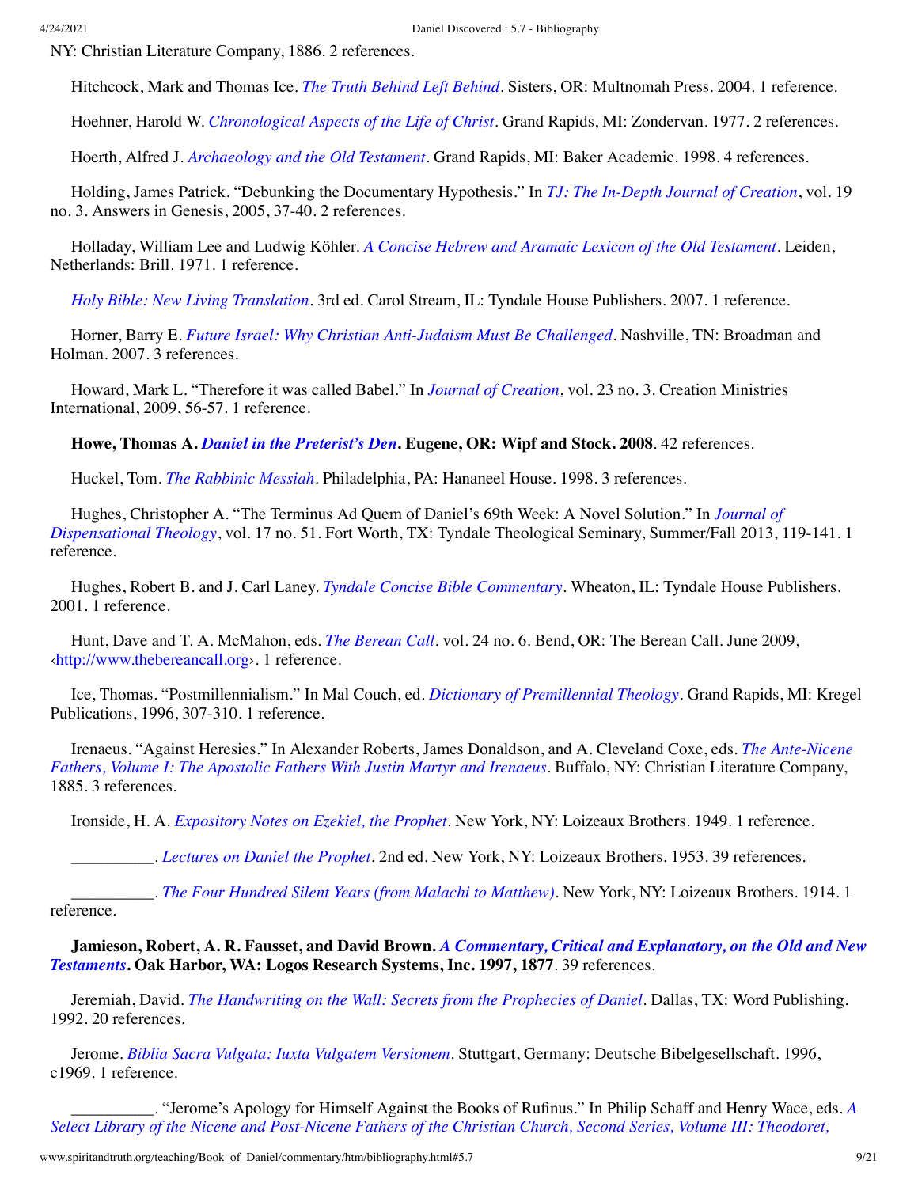NY: Christian Literature Company, 1886. 2 references.

Hitchcock, Mark and Thomas Ice. *The Truth Behind Left Behind*. Sisters, OR: Multnomah Press. 2004. 1 reference.

Hoehner, Harold W. *Chronological Aspects of the Life of Christ*. Grand Rapids, MI: Zondervan. 1977. 2 references.

Hoerth, Alfred J. *Archaeology and the Old Testament*. Grand Rapids, MI: Baker Academic. 1998. 4 references.

Holding, James Patrick. "Debunking the Documentary Hypothesis." In *TJ: The In-Depth Journal of Creation*, vol. 19 no. 3. Answers in Genesis, 2005, 37-40. 2 references.

Holladay, William Lee and Ludwig Köhler. *A Concise Hebrew and Aramaic Lexicon of the Old Testament*. Leiden, Netherlands: Brill. 1971. 1 reference.

*Holy Bible: New Living Translation*. 3rd ed. Carol Stream, IL: Tyndale House Publishers. 2007. 1 reference.

Horner, Barry E. *Future Israel: Why Christian Anti-Judaism Must Be Challenged*. Nashville, TN: Broadman and Holman. 2007. 3 references.

Howard, Mark L. "Therefore it was called Babel." In *Journal of Creation*, vol. 23 no. 3. Creation Ministries International, 2009, 56-57. 1 reference.

**Howe, Thomas A. *Daniel in the Preterist's Den*. Eugene, OR: Wipf and Stock. 2008**. 42 references.

Huckel, Tom. *The Rabbinic Messiah*. Philadelphia, PA: Hananeel House. 1998. 3 references.

Hughes, Christopher A. "The Terminus Ad Quem of Daniel's 69th Week: A Novel Solution." In *Journal of Dispensational Theology*, vol. 17 no. 51. Fort Worth, TX: Tyndale Theological Seminary, Summer/Fall 2013, 119-141. 1 reference.

Hughes, Robert B. and J. Carl Laney. *Tyndale Concise Bible Commentary*. Wheaton, IL: Tyndale House Publishers. 2001. 1 reference.

Hunt, Dave and T. A. McMahon, eds. *The Berean Call*. vol. 24 no. 6. Bend, OR: The Berean Call. June 2009, ‹http://www.thebereancall.org›. 1 reference.

Ice, Thomas. "Postmillennialism." In Mal Couch, ed. *Dictionary of Premillennial Theology*. Grand Rapids, MI: Kregel Publications, 1996, 307-310. 1 reference.

Irenaeus. "Against Heresies." In Alexander Roberts, James Donaldson, and A. Cleveland Coxe, eds. *The Ante-Nicene Fathers, Volume I: The Apostolic Fathers With Justin Martyr and Irenaeus*. Buffalo, NY: Christian Literature Company, 1885. 3 references.

Ironside, H. A. *Expository Notes on Ezekiel, the Prophet*. New York, NY: Loizeaux Brothers. 1949. 1 reference.

__________. *Lectures on Daniel the Prophet*. 2nd ed. New York, NY: Loizeaux Brothers. 1953. 39 references.

__________. *The Four Hundred Silent Years (from Malachi to Matthew)*. New York, NY: Loizeaux Brothers. 1914. 1 reference.

**Jamieson, Robert, A. R. Fausset, and David Brown. *A Commentary, Critical and Explanatory, on the Old and New Testaments*. Oak Harbor, WA: Logos Research Systems, Inc. 1997, 1877**. 39 references.

Jeremiah, David. *The Handwriting on the Wall: Secrets from the Prophecies of Daniel*. Dallas, TX: Word Publishing. 1992. 20 references.

Jerome. *Biblia Sacra Vulgata: Iuxta Vulgatem Versionem*. Stuttgart, Germany: Deutsche Bibelgesellschaft. 1996, c1969. 1 reference.

__________. "Jerome's Apology for Himself Against the Books of Rufinus." In Philip Schaff and Henry Wace, eds. *A Select Library of the Nicene and Post-Nicene Fathers of the Christian Church, Second Series, Volume III: Theodoret,*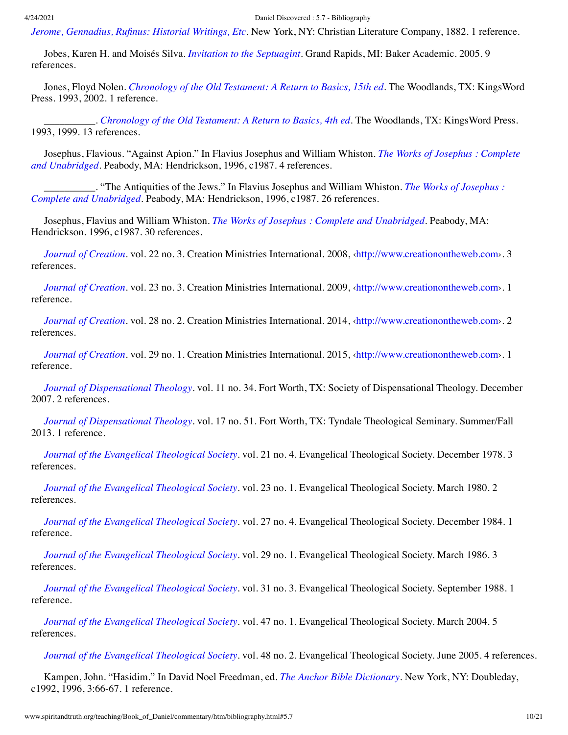*Jerome, Gennadius, Rufinus: Historial Writings, Etc*. New York, NY: Christian Literature Company, 1882. 1 reference.

Jobes, Karen H. and Moisés Silva. *Invitation to the Septuagint*. Grand Rapids, MI: Baker Academic. 2005. 9 references.

Jones, Floyd Nolen. *Chronology of the Old Testament: A Return to Basics, 15th ed*. The Woodlands, TX: KingsWord Press. 1993, 2002. 1 reference.

__________. *Chronology of the Old Testament: A Return to Basics, 4th ed*. The Woodlands, TX: KingsWord Press. 1993, 1999. 13 references.

Josephus, Flavious. "Against Apion." In Flavius Josephus and William Whiston. *The Works of Josephus : Complete and Unabridged*. Peabody, MA: Hendrickson, 1996, c1987. 4 references.

__________. "The Antiquities of the Jews." In Flavius Josephus and William Whiston. *The Works of Josephus : Complete and Unabridged*. Peabody, MA: Hendrickson, 1996, c1987. 26 references.

Josephus, Flavius and William Whiston. *The Works of Josephus : Complete and Unabridged*. Peabody, MA: Hendrickson. 1996, c1987. 30 references.

*Journal of Creation*. vol. 22 no. 3. Creation Ministries International. 2008, ‹http://www.creationontheweb.com›. 3 references.

*Journal of Creation*. vol. 23 no. 3. Creation Ministries International. 2009, ‹http://www.creationontheweb.com›. 1 reference.

*Journal of Creation*. vol. 28 no. 2. Creation Ministries International. 2014, ‹http://www.creationontheweb.com›. 2 references.

*Journal of Creation*. vol. 29 no. 1. Creation Ministries International. 2015, ‹http://www.creationontheweb.com›. 1 reference.

*Journal of Dispensational Theology*. vol. 11 no. 34. Fort Worth, TX: Society of Dispensational Theology. December 2007. 2 references.

*Journal of Dispensational Theology*. vol. 17 no. 51. Fort Worth, TX: Tyndale Theological Seminary. Summer/Fall 2013. 1 reference.

*Journal of the Evangelical Theological Society*. vol. 21 no. 4. Evangelical Theological Society. December 1978. 3 references.

*Journal of the Evangelical Theological Society*. vol. 23 no. 1. Evangelical Theological Society. March 1980. 2 references.

*Journal of the Evangelical Theological Society*. vol. 27 no. 4. Evangelical Theological Society. December 1984. 1 reference.

*Journal of the Evangelical Theological Society*. vol. 29 no. 1. Evangelical Theological Society. March 1986. 3 references.

*Journal of the Evangelical Theological Society*. vol. 31 no. 3. Evangelical Theological Society. September 1988. 1 reference.

*Journal of the Evangelical Theological Society*. vol. 47 no. 1. Evangelical Theological Society. March 2004. 5 references.

*Journal of the Evangelical Theological Society*. vol. 48 no. 2. Evangelical Theological Society. June 2005. 4 references.

Kampen, John. "Hasidim." In David Noel Freedman, ed. *The Anchor Bible Dictionary*. New York, NY: Doubleday, c1992, 1996, 3:66-67. 1 reference.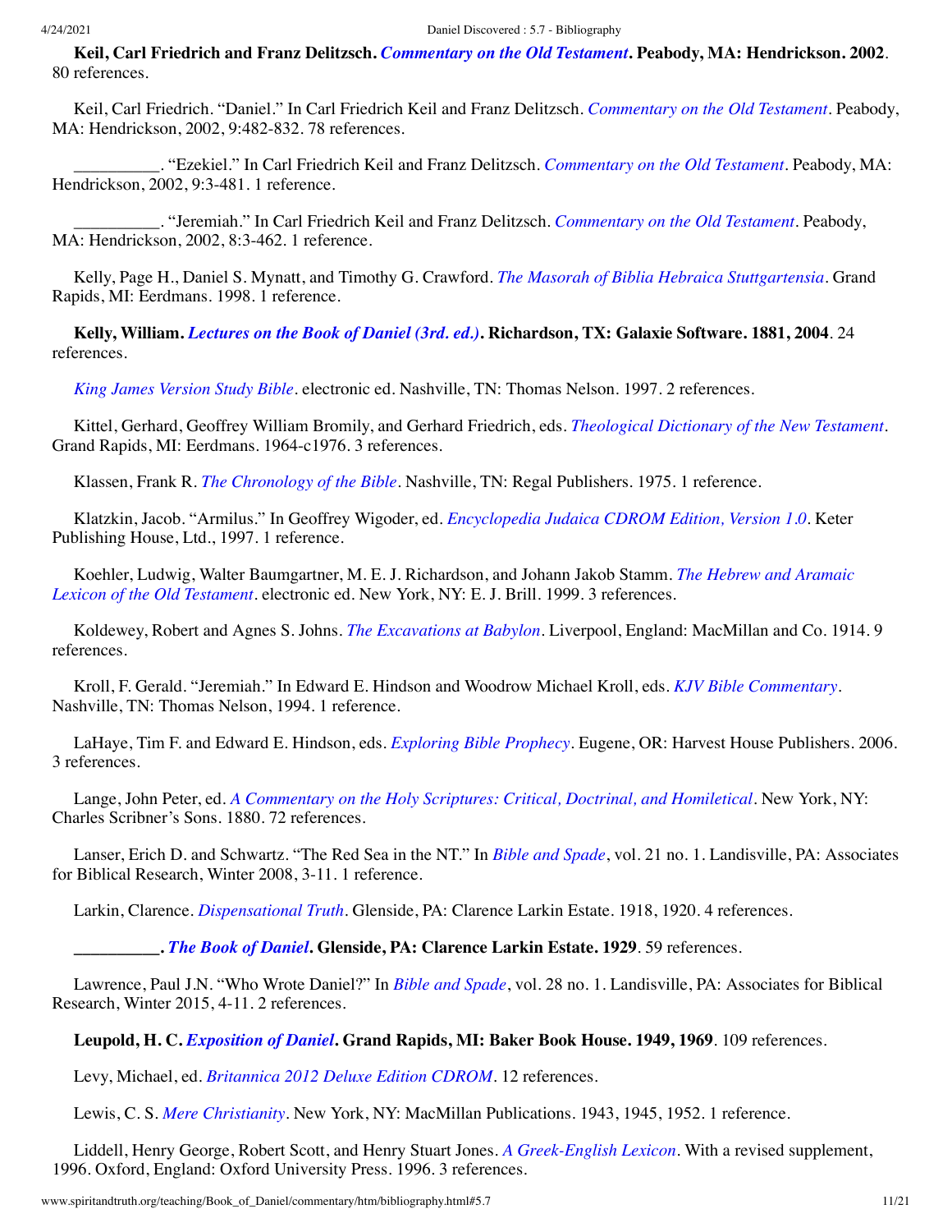**Keil, Carl Friedrich and Franz Delitzsch. *Commentary on the Old Testament*. Peabody, MA: Hendrickson. 2002**. 80 references.

Keil, Carl Friedrich. "Daniel." In Carl Friedrich Keil and Franz Delitzsch. *Commentary on the Old Testament*. Peabody, MA: Hendrickson, 2002, 9:482-832. 78 references.

__________. "Ezekiel." In Carl Friedrich Keil and Franz Delitzsch. *Commentary on the Old Testament*. Peabody, MA: Hendrickson, 2002, 9:3-481. 1 reference.

__________. "Jeremiah." In Carl Friedrich Keil and Franz Delitzsch. *Commentary on the Old Testament*. Peabody, MA: Hendrickson, 2002, 8:3-462. 1 reference.

Kelly, Page H., Daniel S. Mynatt, and Timothy G. Crawford. *The Masorah of Biblia Hebraica Stuttgartensia*. Grand Rapids, MI: Eerdmans. 1998. 1 reference.

**Kelly, William. *Lectures on the Book of Daniel (3rd. ed.)*. Richardson, TX: Galaxie Software. 1881, 2004**. 24 references.

*King James Version Study Bible*. electronic ed. Nashville, TN: Thomas Nelson. 1997. 2 references.

Kittel, Gerhard, Geoffrey William Bromily, and Gerhard Friedrich, eds. *Theological Dictionary of the New Testament*. Grand Rapids, MI: Eerdmans. 1964-c1976. 3 references.

Klassen, Frank R. *The Chronology of the Bible*. Nashville, TN: Regal Publishers. 1975. 1 reference.

Klatzkin, Jacob. "Armilus." In Geoffrey Wigoder, ed. *Encyclopedia Judaica CDROM Edition, Version 1.0*. Keter Publishing House, Ltd., 1997. 1 reference.

Koehler, Ludwig, Walter Baumgartner, M. E. J. Richardson, and Johann Jakob Stamm. *The Hebrew and Aramaic Lexicon of the Old Testament*. electronic ed. New York, NY: E. J. Brill. 1999. 3 references.

Koldewey, Robert and Agnes S. Johns. *The Excavations at Babylon*. Liverpool, England: MacMillan and Co. 1914. 9 references.

Kroll, F. Gerald. "Jeremiah." In Edward E. Hindson and Woodrow Michael Kroll, eds. *KJV Bible Commentary*. Nashville, TN: Thomas Nelson, 1994. 1 reference.

LaHaye, Tim F. and Edward E. Hindson, eds. *Exploring Bible Prophecy*. Eugene, OR: Harvest House Publishers. 2006. 3 references.

Lange, John Peter, ed. *A Commentary on the Holy Scriptures: Critical, Doctrinal, and Homiletical*. New York, NY: Charles Scribner's Sons. 1880. 72 references.

Lanser, Erich D. and Schwartz. "The Red Sea in the NT." In *Bible and Spade*, vol. 21 no. 1. Landisville, PA: Associates for Biblical Research, Winter 2008, 3-11. 1 reference.

Larkin, Clarence. *Dispensational Truth*. Glenside, PA: Clarence Larkin Estate. 1918, 1920. 4 references.

**__________. *The Book of Daniel*. Glenside, PA: Clarence Larkin Estate. 1929**. 59 references.

Lawrence, Paul J.N. "Who Wrote Daniel?" In *Bible and Spade*, vol. 28 no. 1. Landisville, PA: Associates for Biblical Research, Winter 2015, 4-11. 2 references.

**Leupold, H. C. *Exposition of Daniel*. Grand Rapids, MI: Baker Book House. 1949, 1969**. 109 references.

Levy, Michael, ed. *Britannica 2012 Deluxe Edition CDROM*. 12 references.

Lewis, C. S. *Mere Christianity*. New York, NY: MacMillan Publications. 1943, 1945, 1952. 1 reference.

Liddell, Henry George, Robert Scott, and Henry Stuart Jones. *A Greek-English Lexicon*. With a revised supplement, 1996. Oxford, England: Oxford University Press. 1996. 3 references.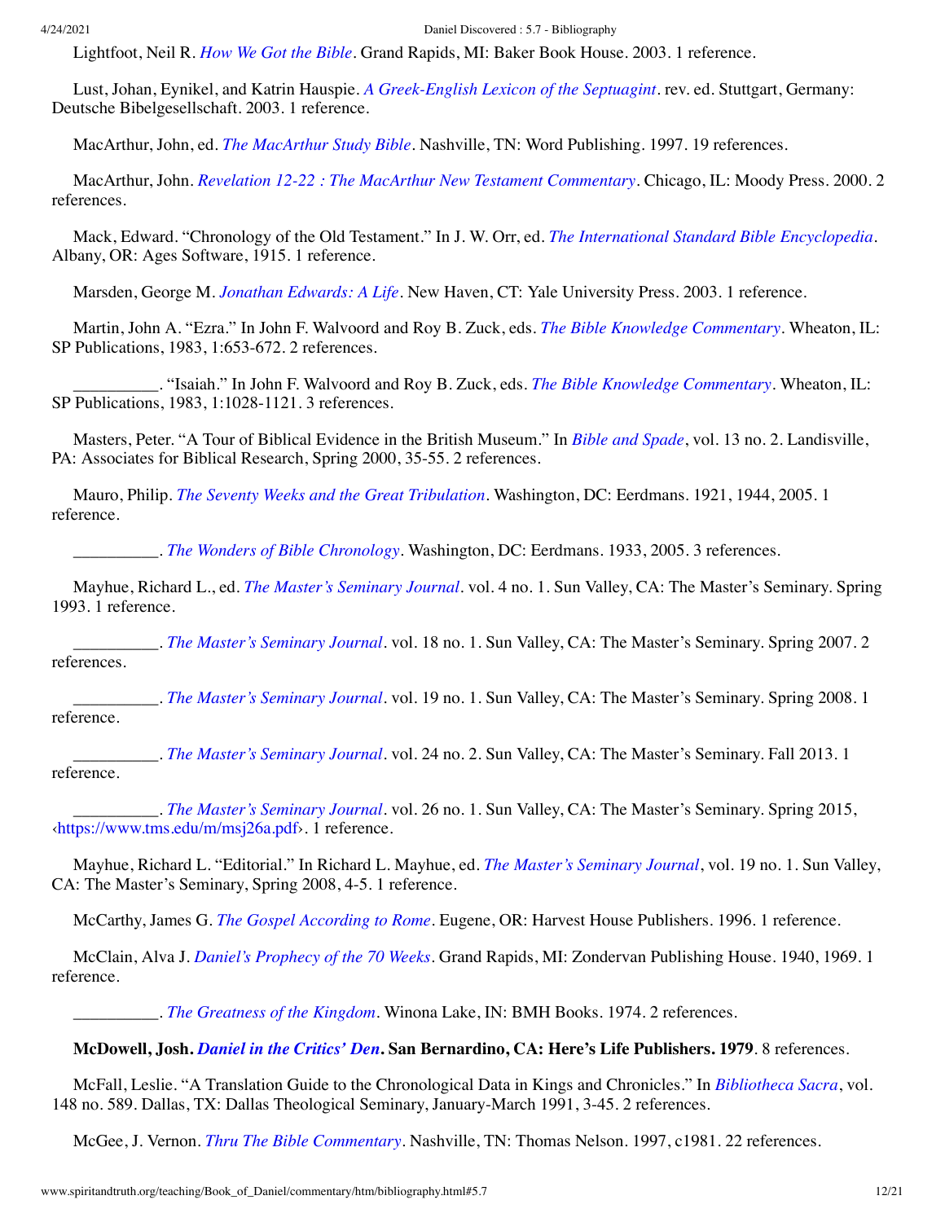Lightfoot, Neil R. *How We Got the Bible*. Grand Rapids, MI: Baker Book House. 2003. 1 reference.

Lust, Johan, Eynikel, and Katrin Hauspie. *A Greek-English Lexicon of the Septuagint*. rev. ed. Stuttgart, Germany: Deutsche Bibelgesellschaft. 2003. 1 reference.

MacArthur, John, ed. *The MacArthur Study Bible*. Nashville, TN: Word Publishing. 1997. 19 references.

MacArthur, John. *Revelation 12-22 : The MacArthur New Testament Commentary*. Chicago, IL: Moody Press. 2000. 2 references.

Mack, Edward. "Chronology of the Old Testament." In J. W. Orr, ed. *The International Standard Bible Encyclopedia*. Albany, OR: Ages Software, 1915. 1 reference.

Marsden, George M. *Jonathan Edwards: A Life*. New Haven, CT: Yale University Press. 2003. 1 reference.

Martin, John A. "Ezra." In John F. Walvoord and Roy B. Zuck, eds. *The Bible Knowledge Commentary*. Wheaton, IL: SP Publications, 1983, 1:653-672. 2 references.

__________. "Isaiah." In John F. Walvoord and Roy B. Zuck, eds. *The Bible Knowledge Commentary*. Wheaton, IL: SP Publications, 1983, 1:1028-1121. 3 references.

Masters, Peter. "A Tour of Biblical Evidence in the British Museum." In *Bible and Spade*, vol. 13 no. 2. Landisville, PA: Associates for Biblical Research, Spring 2000, 35-55. 2 references.

Mauro, Philip. *The Seventy Weeks and the Great Tribulation*. Washington, DC: Eerdmans. 1921, 1944, 2005. 1 reference.

__________. *The Wonders of Bible Chronology*. Washington, DC: Eerdmans. 1933, 2005. 3 references.

Mayhue, Richard L., ed. *The Master's Seminary Journal*. vol. 4 no. 1. Sun Valley, CA: The Master's Seminary. Spring 1993. 1 reference.

__________. *The Master's Seminary Journal*. vol. 18 no. 1. Sun Valley, CA: The Master's Seminary. Spring 2007. 2 references.

__________. *The Master's Seminary Journal*. vol. 19 no. 1. Sun Valley, CA: The Master's Seminary. Spring 2008. 1 reference.

__________. *The Master's Seminary Journal*. vol. 24 no. 2. Sun Valley, CA: The Master's Seminary. Fall 2013. 1 reference.

__________. *The Master's Seminary Journal*. vol. 26 no. 1. Sun Valley, CA: The Master's Seminary. Spring 2015, ‹https://www.tms.edu/m/msj26a.pdf›. 1 reference.

Mayhue, Richard L. "Editorial." In Richard L. Mayhue, ed. *The Master's Seminary Journal*, vol. 19 no. 1. Sun Valley, CA: The Master's Seminary, Spring 2008, 4-5. 1 reference.

McCarthy, James G. *The Gospel According to Rome*. Eugene, OR: Harvest House Publishers. 1996. 1 reference.

McClain, Alva J. *Daniel's Prophecy of the 70 Weeks*. Grand Rapids, MI: Zondervan Publishing House. 1940, 1969. 1 reference.

__________. *The Greatness of the Kingdom*. Winona Lake, IN: BMH Books. 1974. 2 references.

**McDowell, Josh. *Daniel in the Critics' Den*. San Bernardino, CA: Here's Life Publishers. 1979**. 8 references.

McFall, Leslie. "A Translation Guide to the Chronological Data in Kings and Chronicles." In *Bibliotheca Sacra*, vol. 148 no. 589. Dallas, TX: Dallas Theological Seminary, January-March 1991, 3-45. 2 references.

McGee, J. Vernon. *Thru The Bible Commentary*. Nashville, TN: Thomas Nelson. 1997, c1981. 22 references.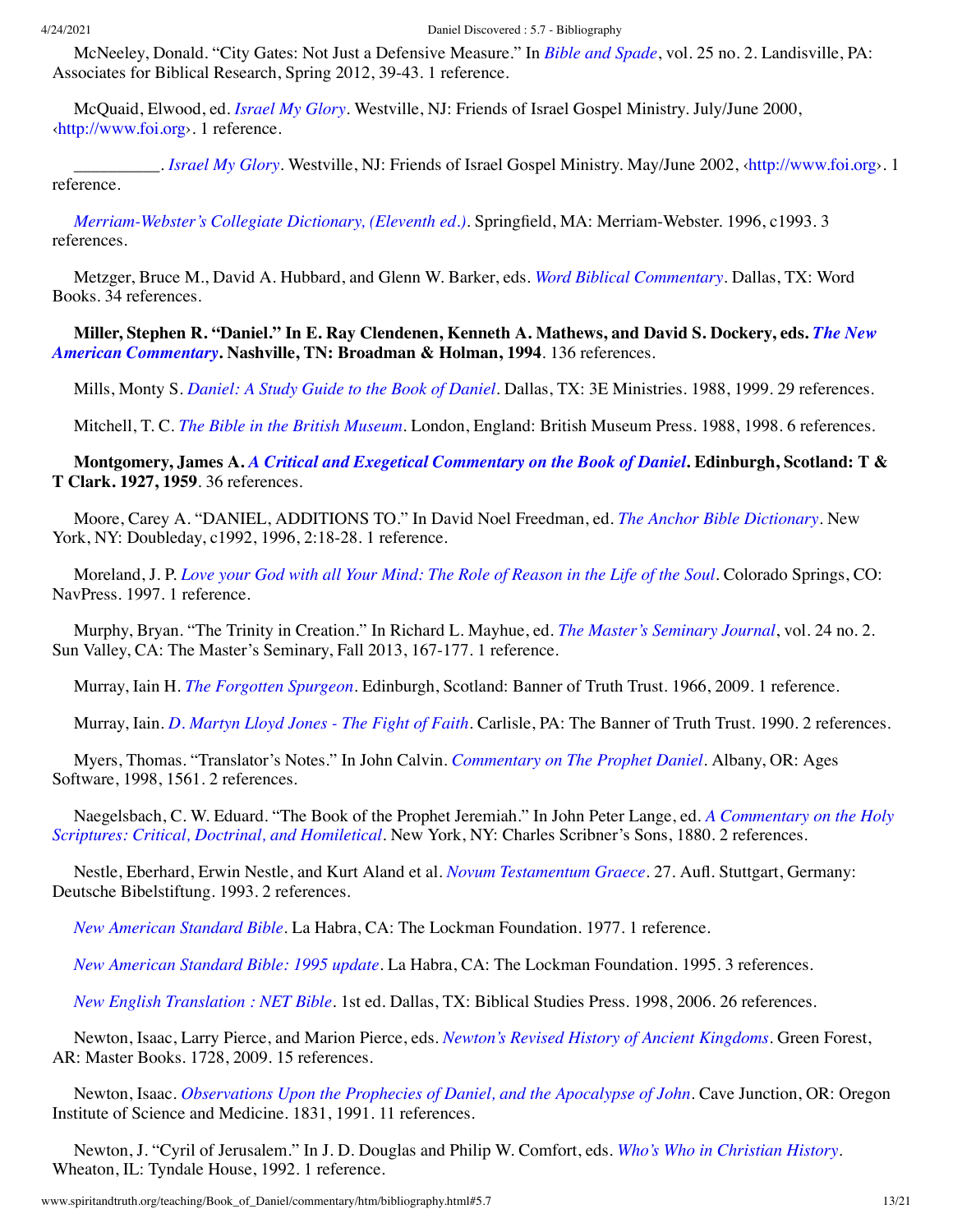McNeeley, Donald. "City Gates: Not Just a Defensive Measure." In *Bible and Spade*, vol. 25 no. 2. Landisville, PA: Associates for Biblical Research, Spring 2012, 39-43. 1 reference.

McQuaid, Elwood, ed. *Israel My Glory*. Westville, NJ: Friends of Israel Gospel Ministry. July/June 2000, ‹http://www.foi.org›. 1 reference.

__________. *Israel My Glory*. Westville, NJ: Friends of Israel Gospel Ministry. May/June 2002, ‹http://www.foi.org›. 1 reference.

*Merriam-Webster's Collegiate Dictionary, (Eleventh ed.)*. Springfield, MA: Merriam-Webster. 1996, c1993. 3 references.

Metzger, Bruce M., David A. Hubbard, and Glenn W. Barker, eds. *Word Biblical Commentary*. Dallas, TX: Word Books. 34 references.

**Miller, Stephen R. "Daniel." In E. Ray Clendenen, Kenneth A. Mathews, and David S. Dockery, eds. *The New American Commentary*. Nashville, TN: Broadman & Holman, 1994**. 136 references.

Mills, Monty S. *Daniel: A Study Guide to the Book of Daniel*. Dallas, TX: 3E Ministries. 1988, 1999. 29 references.

Mitchell, T. C. *The Bible in the British Museum*. London, England: British Museum Press. 1988, 1998. 6 references.

**Montgomery, James A. *A Critical and Exegetical Commentary on the Book of Daniel*. Edinburgh, Scotland: T & T Clark. 1927, 1959**. 36 references.

Moore, Carey A. "DANIEL, ADDITIONS TO." In David Noel Freedman, ed. *The Anchor Bible Dictionary*. New York, NY: Doubleday, c1992, 1996, 2:18-28. 1 reference.

Moreland, J. P. *Love your God with all Your Mind: The Role of Reason in the Life of the Soul*. Colorado Springs, CO: NavPress. 1997. 1 reference.

Murphy, Bryan. "The Trinity in Creation." In Richard L. Mayhue, ed. *The Master's Seminary Journal*, vol. 24 no. 2. Sun Valley, CA: The Master's Seminary, Fall 2013, 167-177. 1 reference.

Murray, Iain H. *The Forgotten Spurgeon*. Edinburgh, Scotland: Banner of Truth Trust. 1966, 2009. 1 reference.

Murray, Iain. *D. Martyn Lloyd Jones - The Fight of Faith*. Carlisle, PA: The Banner of Truth Trust. 1990. 2 references.

Myers, Thomas. "Translator's Notes." In John Calvin. *Commentary on The Prophet Daniel*. Albany, OR: Ages Software, 1998, 1561. 2 references.

Naegelsbach, C. W. Eduard. "The Book of the Prophet Jeremiah." In John Peter Lange, ed. *A Commentary on the Holy Scriptures: Critical, Doctrinal, and Homiletical*. New York, NY: Charles Scribner's Sons, 1880. 2 references.

Nestle, Eberhard, Erwin Nestle, and Kurt Aland et al. *Novum Testamentum Graece*. 27. Aufl. Stuttgart, Germany: Deutsche Bibelstiftung. 1993. 2 references.

*New American Standard Bible*. La Habra, CA: The Lockman Foundation. 1977. 1 reference.

*New American Standard Bible: 1995 update*. La Habra, CA: The Lockman Foundation. 1995. 3 references.

*New English Translation : NET Bible*. 1st ed. Dallas, TX: Biblical Studies Press. 1998, 2006. 26 references.

Newton, Isaac, Larry Pierce, and Marion Pierce, eds. *Newton's Revised History of Ancient Kingdoms*. Green Forest, AR: Master Books. 1728, 2009. 15 references.

Newton, Isaac. *Observations Upon the Prophecies of Daniel, and the Apocalypse of John*. Cave Junction, OR: Oregon Institute of Science and Medicine. 1831, 1991. 11 references.

Newton, J. "Cyril of Jerusalem." In J. D. Douglas and Philip W. Comfort, eds. *Who's Who in Christian History*. Wheaton, IL: Tyndale House, 1992. 1 reference.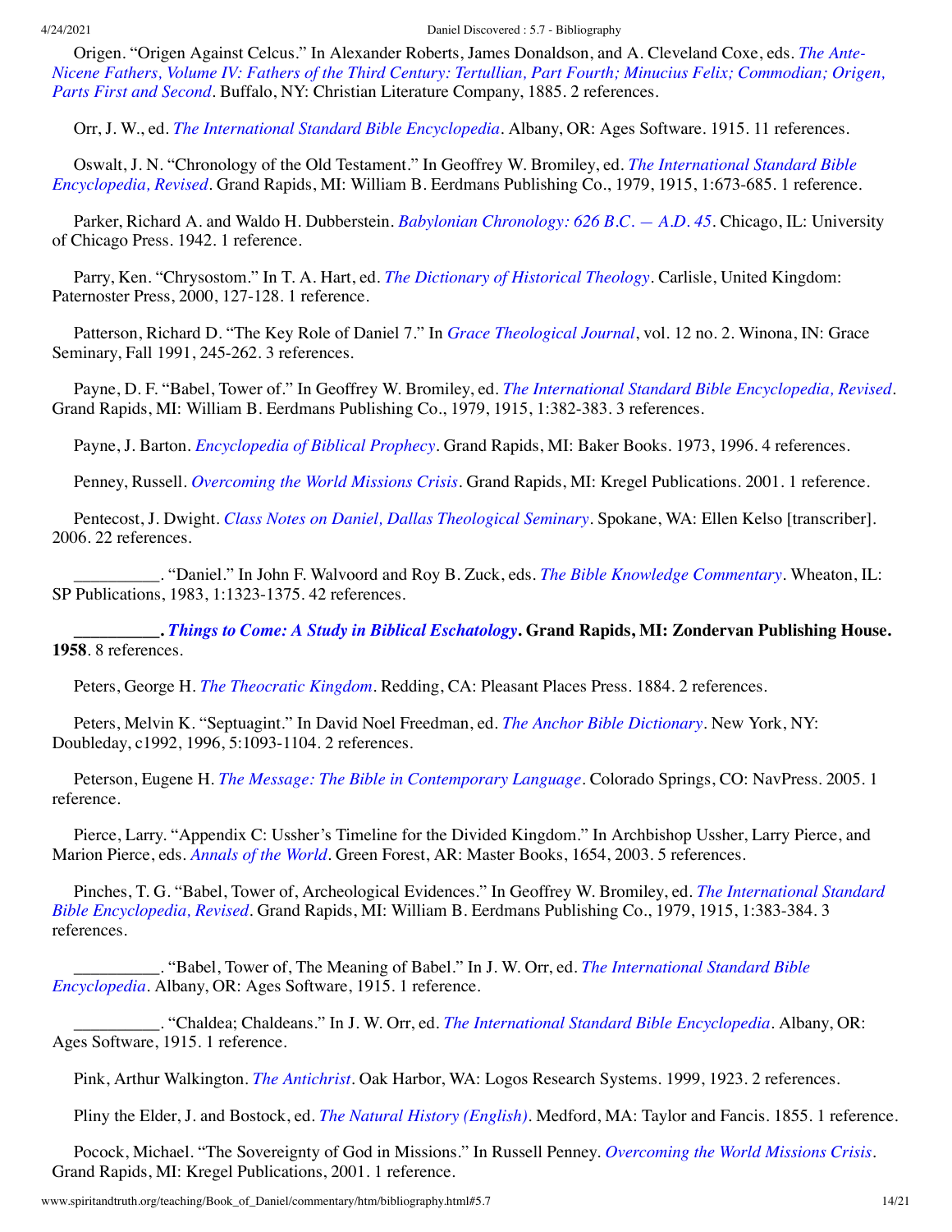Origen. "Origen Against Celcus." In Alexander Roberts, James Donaldson, and A. Cleveland Coxe, eds. *The Ante-Nicene Fathers, Volume IV: Fathers of the Third Century: Tertullian, Part Fourth; Minucius Felix; Commodian; Origen, Parts First and Second*. Buffalo, NY: Christian Literature Company, 1885. 2 references.

Orr, J. W., ed. *The International Standard Bible Encyclopedia*. Albany, OR: Ages Software. 1915. 11 references.

Oswalt, J. N. "Chronology of the Old Testament." In Geoffrey W. Bromiley, ed. *The International Standard Bible Encyclopedia, Revised*. Grand Rapids, MI: William B. Eerdmans Publishing Co., 1979, 1915, 1:673-685. 1 reference.

Parker, Richard A. and Waldo H. Dubberstein. *Babylonian Chronology: 626 B.C. — A.D. 45*. Chicago, IL: University of Chicago Press. 1942. 1 reference.

Parry, Ken. "Chrysostom." In T. A. Hart, ed. *The Dictionary of Historical Theology*. Carlisle, United Kingdom: Paternoster Press, 2000, 127-128. 1 reference.

Patterson, Richard D. "The Key Role of Daniel 7." In *Grace Theological Journal*, vol. 12 no. 2. Winona, IN: Grace Seminary, Fall 1991, 245-262. 3 references.

Payne, D. F. "Babel, Tower of." In Geoffrey W. Bromiley, ed. *The International Standard Bible Encyclopedia, Revised*. Grand Rapids, MI: William B. Eerdmans Publishing Co., 1979, 1915, 1:382-383. 3 references.

Payne, J. Barton. *Encyclopedia of Biblical Prophecy*. Grand Rapids, MI: Baker Books. 1973, 1996. 4 references.

Penney, Russell. *Overcoming the World Missions Crisis*. Grand Rapids, MI: Kregel Publications. 2001. 1 reference.

Pentecost, J. Dwight. *Class Notes on Daniel, Dallas Theological Seminary*. Spokane, WA: Ellen Kelso [transcriber]. 2006. 22 references.

__________. "Daniel." In John F. Walvoord and Roy B. Zuck, eds. *The Bible Knowledge Commentary*. Wheaton, IL: SP Publications, 1983, 1:1323-1375. 42 references.

**__________. *Things to Come: A Study in Biblical Eschatology*. Grand Rapids, MI: Zondervan Publishing House. 1958**. 8 references.

Peters, George H. *The Theocratic Kingdom*. Redding, CA: Pleasant Places Press. 1884. 2 references.

Peters, Melvin K. "Septuagint." In David Noel Freedman, ed. *The Anchor Bible Dictionary*. New York, NY: Doubleday, c1992, 1996, 5:1093-1104. 2 references.

Peterson, Eugene H. *The Message: The Bible in Contemporary Language*. Colorado Springs, CO: NavPress. 2005. 1 reference.

Pierce, Larry. "Appendix C: Ussher's Timeline for the Divided Kingdom." In Archbishop Ussher, Larry Pierce, and Marion Pierce, eds. *Annals of the World*. Green Forest, AR: Master Books, 1654, 2003. 5 references.

Pinches, T. G. "Babel, Tower of, Archeological Evidences." In Geoffrey W. Bromiley, ed. *The International Standard Bible Encyclopedia, Revised*. Grand Rapids, MI: William B. Eerdmans Publishing Co., 1979, 1915, 1:383-384. 3 references.

__________. "Babel, Tower of, The Meaning of Babel." In J. W. Orr, ed. *The International Standard Bible Encyclopedia*. Albany, OR: Ages Software, 1915. 1 reference.

__________. "Chaldea; Chaldeans." In J. W. Orr, ed. *The International Standard Bible Encyclopedia*. Albany, OR: Ages Software, 1915. 1 reference.

Pink, Arthur Walkington. *The Antichrist*. Oak Harbor, WA: Logos Research Systems. 1999, 1923. 2 references.

Pliny the Elder, J. and Bostock, ed. *The Natural History (English)*. Medford, MA: Taylor and Fancis. 1855. 1 reference.

Pocock, Michael. "The Sovereignty of God in Missions." In Russell Penney. *Overcoming the World Missions Crisis*. Grand Rapids, MI: Kregel Publications, 2001. 1 reference.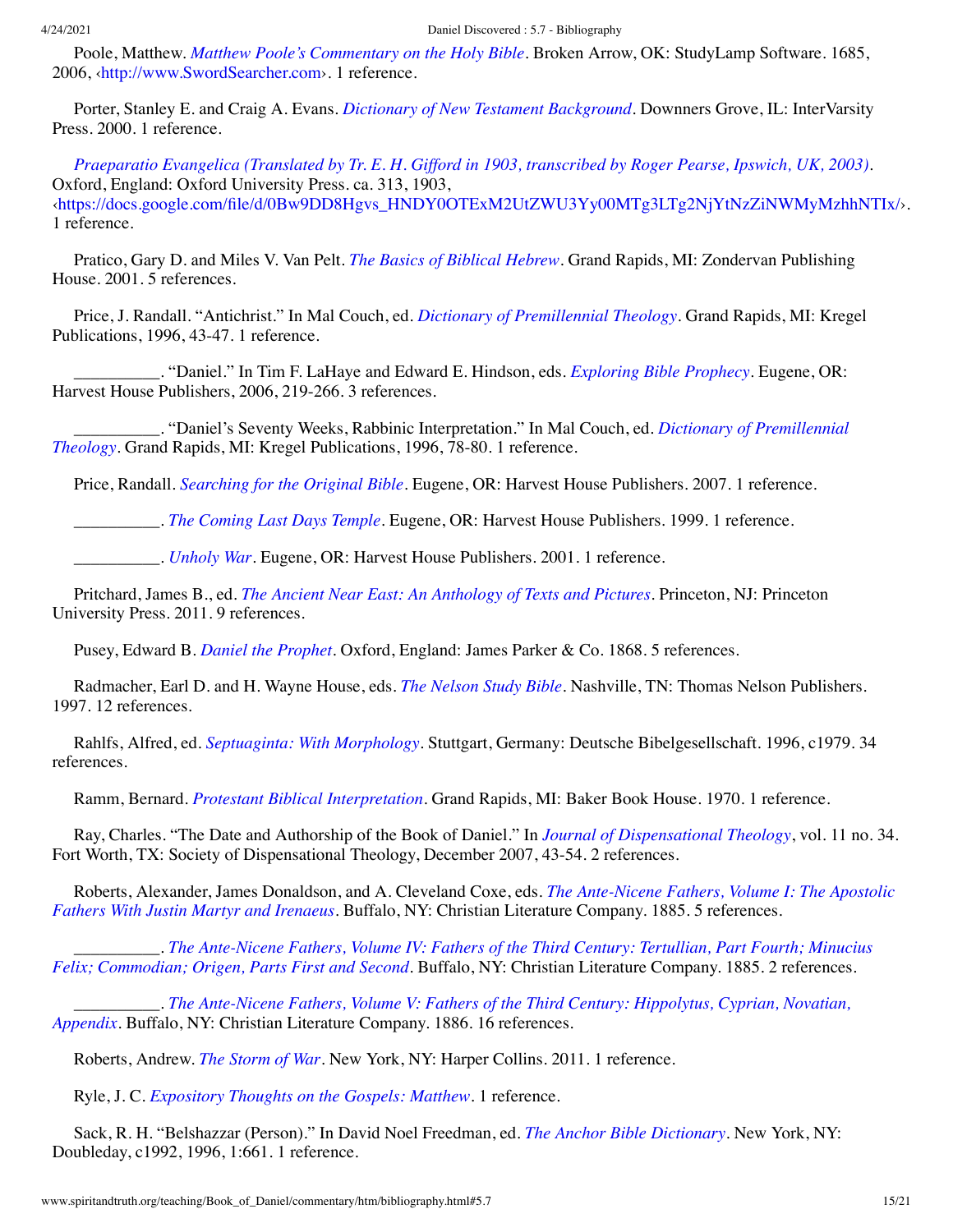Poole, Matthew. *Matthew Poole's Commentary on the Holy Bible*. Broken Arrow, OK: StudyLamp Software. 1685, 2006, ‹http://www.SwordSearcher.com›. 1 reference.

Porter, Stanley E. and Craig A. Evans. *Dictionary of New Testament Background*. Downners Grove, IL: InterVarsity Press. 2000. 1 reference.

*Praeparatio Evangelica (Translated by Tr. E. H. Gifford in 1903, transcribed by Roger Pearse, Ipswich, UK, 2003)*. Oxford, England: Oxford University Press. ca. 313, 1903, ‹https://docs.google.com/file/d/0Bw9DD8Hgvs_HNDY0OTExM2UtZWU3Yy00MTg3LTg2NjYtNzZiNWMyMzhhNTIx/›. 1 reference.

Pratico, Gary D. and Miles V. Van Pelt. *The Basics of Biblical Hebrew*. Grand Rapids, MI: Zondervan Publishing House. 2001. 5 references.

Price, J. Randall. "Antichrist." In Mal Couch, ed. *Dictionary of Premillennial Theology*. Grand Rapids, MI: Kregel Publications, 1996, 43-47. 1 reference.

__________. "Daniel." In Tim F. LaHaye and Edward E. Hindson, eds. *Exploring Bible Prophecy*. Eugene, OR: Harvest House Publishers, 2006, 219-266. 3 references.

__________. "Daniel's Seventy Weeks, Rabbinic Interpretation." In Mal Couch, ed. *Dictionary of Premillennial Theology*. Grand Rapids, MI: Kregel Publications, 1996, 78-80. 1 reference.

Price, Randall. *Searching for the Original Bible*. Eugene, OR: Harvest House Publishers. 2007. 1 reference.

__________. *The Coming Last Days Temple*. Eugene, OR: Harvest House Publishers. 1999. 1 reference.

__________. *Unholy War*. Eugene, OR: Harvest House Publishers. 2001. 1 reference.

Pritchard, James B., ed. *The Ancient Near East: An Anthology of Texts and Pictures*. Princeton, NJ: Princeton University Press. 2011. 9 references.

Pusey, Edward B. *Daniel the Prophet*. Oxford, England: James Parker & Co. 1868. 5 references.

Radmacher, Earl D. and H. Wayne House, eds. *The Nelson Study Bible*. Nashville, TN: Thomas Nelson Publishers. 1997. 12 references.

Rahlfs, Alfred, ed. *Septuaginta: With Morphology*. Stuttgart, Germany: Deutsche Bibelgesellschaft. 1996, c1979. 34 references.

Ramm, Bernard. *Protestant Biblical Interpretation*. Grand Rapids, MI: Baker Book House. 1970. 1 reference.

Ray, Charles. "The Date and Authorship of the Book of Daniel." In *Journal of Dispensational Theology*, vol. 11 no. 34. Fort Worth, TX: Society of Dispensational Theology, December 2007, 43-54. 2 references.

Roberts, Alexander, James Donaldson, and A. Cleveland Coxe, eds. *The Ante-Nicene Fathers, Volume I: The Apostolic Fathers With Justin Martyr and Irenaeus*. Buffalo, NY: Christian Literature Company. 1885. 5 references.

__________. *The Ante-Nicene Fathers, Volume IV: Fathers of the Third Century: Tertullian, Part Fourth; Minucius Felix; Commodian; Origen, Parts First and Second*. Buffalo, NY: Christian Literature Company. 1885. 2 references.

__________. *The Ante-Nicene Fathers, Volume V: Fathers of the Third Century: Hippolytus, Cyprian, Novatian, Appendix*. Buffalo, NY: Christian Literature Company. 1886. 16 references.

Roberts, Andrew. *The Storm of War*. New York, NY: Harper Collins. 2011. 1 reference.

Ryle, J. C. *Expository Thoughts on the Gospels: Matthew*. 1 reference.

Sack, R. H. "Belshazzar (Person)." In David Noel Freedman, ed. *The Anchor Bible Dictionary*. New York, NY: Doubleday, c1992, 1996, 1:661. 1 reference.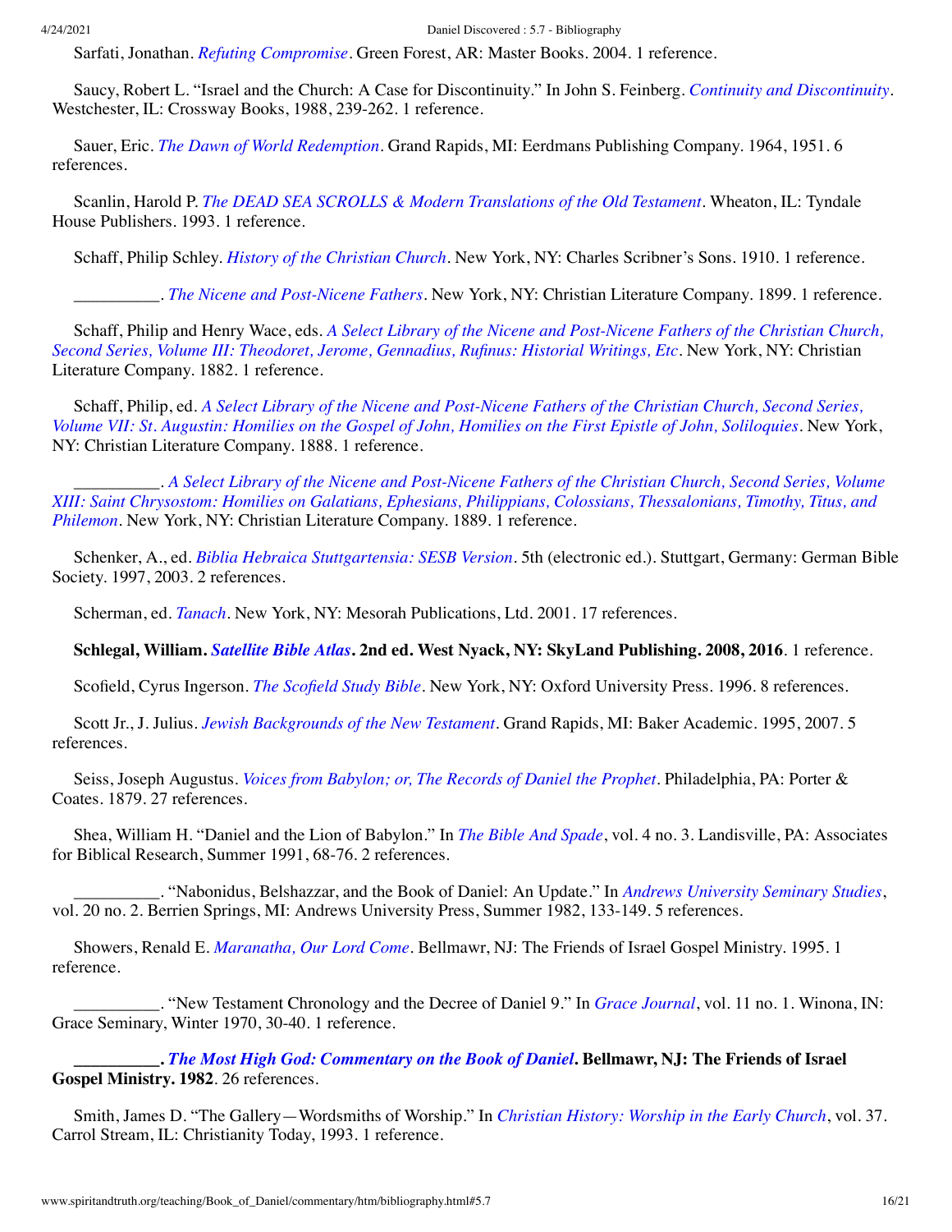Sarfati, Jonathan. *Refuting Compromise*. Green Forest, AR: Master Books. 2004. 1 reference.

Saucy, Robert L. “Israel and the Church: A Case for Discontinuity.” In John S. Feinberg. *Continuity and Discontinuity*. Westchester, IL: Crossway Books, 1988, 239-262. 1 reference.

Sauer, Eric. *The Dawn of World Redemption*. Grand Rapids, MI: Eerdmans Publishing Company. 1964, 1951. 6 references.

Scanlin, Harold P. *The DEAD SEA SCROLLS & Modern Translations of the Old Testament*. Wheaton, IL: Tyndale House Publishers. 1993. 1 reference.

Schaff, Philip Schley. *History of the Christian Church*. New York, NY: Charles Scribner’s Sons. 1910. 1 reference.

__________. *The Nicene and Post-Nicene Fathers*. New York, NY: Christian Literature Company. 1899. 1 reference.

Schaff, Philip and Henry Wace, eds. *A Select Library of the Nicene and Post-Nicene Fathers of the Christian Church, Second Series, Volume III: Theodoret, Jerome, Gennadius, Rufinus: Historial Writings, Etc*. New York, NY: Christian Literature Company. 1882. 1 reference.

Schaff, Philip, ed. *A Select Library of the Nicene and Post-Nicene Fathers of the Christian Church, Second Series, Volume VII: St. Augustin: Homilies on the Gospel of John, Homilies on the First Epistle of John, Soliloquies*. New York, NY: Christian Literature Company. 1888. 1 reference.

__________. *A Select Library of the Nicene and Post-Nicene Fathers of the Christian Church, Second Series, Volume XIII: Saint Chrysostom: Homilies on Galatians, Ephesians, Philippians, Colossians, Thessalonians, Timothy, Titus, and Philemon*. New York, NY: Christian Literature Company. 1889. 1 reference.

Schenker, A., ed. *Biblia Hebraica Stuttgartensia: SESB Version*. 5th (electronic ed.). Stuttgart, Germany: German Bible Society. 1997, 2003. 2 references.

Scherman, ed. *Tanach*. New York, NY: Mesorah Publications, Ltd. 2001. 17 references.

**Schlegal, William. *Satellite Bible Atlas*. 2nd ed. West Nyack, NY: SkyLand Publishing. 2008, 2016**. 1 reference.

Scofield, Cyrus Ingerson. *The Scofield Study Bible*. New York, NY: Oxford University Press. 1996. 8 references.

Scott Jr., J. Julius. *Jewish Backgrounds of the New Testament*. Grand Rapids, MI: Baker Academic. 1995, 2007. 5 references.

Seiss, Joseph Augustus. *Voices from Babylon; or, The Records of Daniel the Prophet*. Philadelphia, PA: Porter & Coates. 1879. 27 references.

Shea, William H. “Daniel and the Lion of Babylon.” In *The Bible And Spade*, vol. 4 no. 3. Landisville, PA: Associates for Biblical Research, Summer 1991, 68-76. 2 references.

__________. “Nabonidus, Belshazzar, and the Book of Daniel: An Update.” In *Andrews University Seminary Studies*, vol. 20 no. 2. Berrien Springs, MI: Andrews University Press, Summer 1982, 133-149. 5 references.

Showers, Renald E. *Maranatha, Our Lord Come*. Bellmawr, NJ: The Friends of Israel Gospel Ministry. 1995. 1 reference.

__________. “New Testament Chronology and the Decree of Daniel 9.” In *Grace Journal*, vol. 11 no. 1. Winona, IN: Grace Seminary, Winter 1970, 30-40. 1 reference.

**__________. *The Most High God: Commentary on the Book of Daniel*. Bellmawr, NJ: The Friends of Israel Gospel Ministry. 1982**. 26 references.

Smith, James D. “The Gallery—Wordsmiths of Worship.” In *Christian History: Worship in the Early Church*, vol. 37. Carrol Stream, IL: Christianity Today, 1993. 1 reference.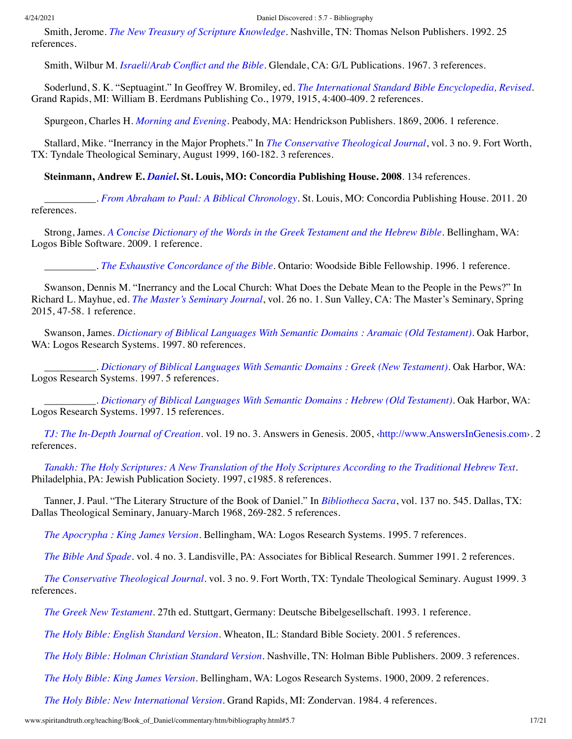Smith, Jerome. *The New Treasury of Scripture Knowledge*. Nashville, TN: Thomas Nelson Publishers. 1992. 25 references.

Smith, Wilbur M. *Israeli/Arab Conflict and the Bible*. Glendale, CA: G/L Publications. 1967. 3 references.

Soderlund, S. K. "Septuagint." In Geoffrey W. Bromiley, ed. *The International Standard Bible Encyclopedia, Revised*. Grand Rapids, MI: William B. Eerdmans Publishing Co., 1979, 1915, 4:400-409. 2 references.

Spurgeon, Charles H. *Morning and Evening*. Peabody, MA: Hendrickson Publishers. 1869, 2006. 1 reference.

Stallard, Mike. "Inerrancy in the Major Prophets." In *The Conservative Theological Journal*, vol. 3 no. 9. Fort Worth, TX: Tyndale Theological Seminary, August 1999, 160-182. 3 references.

**Steinmann, Andrew E. *Daniel*. St. Louis, MO: Concordia Publishing House. 2008**. 134 references.

__________. *From Abraham to Paul: A Biblical Chronology*. St. Louis, MO: Concordia Publishing House. 2011. 20 references.

Strong, James. *A Concise Dictionary of the Words in the Greek Testament and the Hebrew Bible*. Bellingham, WA: Logos Bible Software. 2009. 1 reference.

__________. *The Exhaustive Concordance of the Bible*. Ontario: Woodside Bible Fellowship. 1996. 1 reference.

Swanson, Dennis M. "Inerrancy and the Local Church: What Does the Debate Mean to the People in the Pews?" In Richard L. Mayhue, ed. *The Master's Seminary Journal*, vol. 26 no. 1. Sun Valley, CA: The Master's Seminary, Spring 2015, 47-58. 1 reference.

Swanson, James. *Dictionary of Biblical Languages With Semantic Domains : Aramaic (Old Testament)*. Oak Harbor, WA: Logos Research Systems. 1997. 80 references.

__________. *Dictionary of Biblical Languages With Semantic Domains : Greek (New Testament)*. Oak Harbor, WA: Logos Research Systems. 1997. 5 references.

__________. *Dictionary of Biblical Languages With Semantic Domains : Hebrew (Old Testament)*. Oak Harbor, WA: Logos Research Systems. 1997. 15 references.

*TJ: The In-Depth Journal of Creation*. vol. 19 no. 3. Answers in Genesis. 2005, ‹http://www.AnswersInGenesis.com›. 2 references.

*Tanakh: The Holy Scriptures: A New Translation of the Holy Scriptures According to the Traditional Hebrew Text*. Philadelphia, PA: Jewish Publication Society. 1997, c1985. 8 references.

Tanner, J. Paul. "The Literary Structure of the Book of Daniel." In *Bibliotheca Sacra*, vol. 137 no. 545. Dallas, TX: Dallas Theological Seminary, January-March 1968, 269-282. 5 references.

*The Apocrypha : King James Version*. Bellingham, WA: Logos Research Systems. 1995. 7 references.

*The Bible And Spade*. vol. 4 no. 3. Landisville, PA: Associates for Biblical Research. Summer 1991. 2 references.

*The Conservative Theological Journal*. vol. 3 no. 9. Fort Worth, TX: Tyndale Theological Seminary. August 1999. 3 references.

*The Greek New Testament*. 27th ed. Stuttgart, Germany: Deutsche Bibelgesellschaft. 1993. 1 reference.

*The Holy Bible: English Standard Version*. Wheaton, IL: Standard Bible Society. 2001. 5 references.

*The Holy Bible: Holman Christian Standard Version*. Nashville, TN: Holman Bible Publishers. 2009. 3 references.

*The Holy Bible: King James Version*. Bellingham, WA: Logos Research Systems. 1900, 2009. 2 references.

*The Holy Bible: New International Version*. Grand Rapids, MI: Zondervan. 1984. 4 references.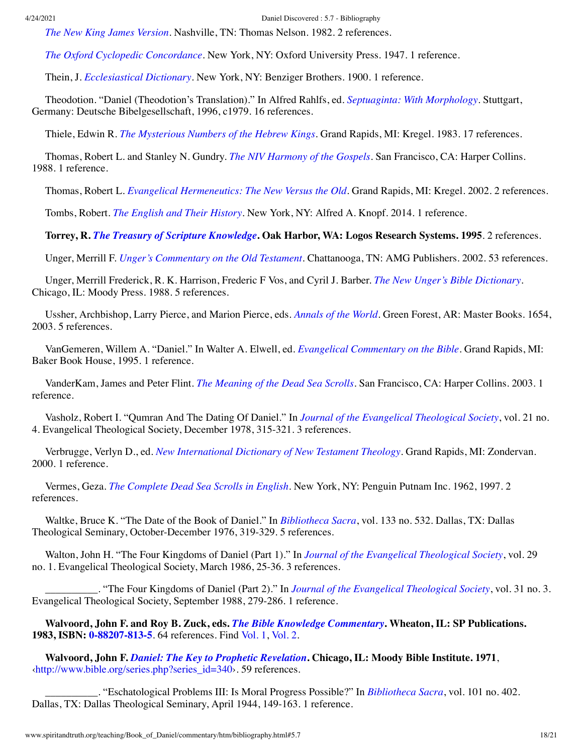*The New King James Version*. Nashville, TN: Thomas Nelson. 1982. 2 references.

*The Oxford Cyclopedic Concordance*. New York, NY: Oxford University Press. 1947. 1 reference.

Thein, J. *Ecclesiastical Dictionary*. New York, NY: Benziger Brothers. 1900. 1 reference.

Theodotion. "Daniel (Theodotion's Translation)." In Alfred Rahlfs, ed. *Septuaginta: With Morphology*. Stuttgart, Germany: Deutsche Bibelgesellschaft, 1996, c1979. 16 references.

Thiele, Edwin R. *The Mysterious Numbers of the Hebrew Kings*. Grand Rapids, MI: Kregel. 1983. 17 references.

Thomas, Robert L. and Stanley N. Gundry. *The NIV Harmony of the Gospels*. San Francisco, CA: Harper Collins. 1988. 1 reference.

Thomas, Robert L. *Evangelical Hermeneutics: The New Versus the Old*. Grand Rapids, MI: Kregel. 2002. 2 references.

Tombs, Robert. *The English and Their History*. New York, NY: Alfred A. Knopf. 2014. 1 reference.

**Torrey, R. *The Treasury of Scripture Knowledge*. Oak Harbor, WA: Logos Research Systems. 1995**. 2 references.

Unger, Merrill F. *Unger's Commentary on the Old Testament*. Chattanooga, TN: AMG Publishers. 2002. 53 references.

Unger, Merrill Frederick, R. K. Harrison, Frederic F Vos, and Cyril J. Barber. *The New Unger's Bible Dictionary*. Chicago, IL: Moody Press. 1988. 5 references.

Ussher, Archbishop, Larry Pierce, and Marion Pierce, eds. *Annals of the World*. Green Forest, AR: Master Books. 1654, 2003. 5 references.

VanGemeren, Willem A. "Daniel." In Walter A. Elwell, ed. *Evangelical Commentary on the Bible*. Grand Rapids, MI: Baker Book House, 1995. 1 reference.

VanderKam, James and Peter Flint. *The Meaning of the Dead Sea Scrolls*. San Francisco, CA: Harper Collins. 2003. 1 reference.

Vasholz, Robert I. "Qumran And The Dating Of Daniel." In *Journal of the Evangelical Theological Society*, vol. 21 no. 4. Evangelical Theological Society, December 1978, 315-321. 3 references.

Verbrugge, Verlyn D., ed. *New International Dictionary of New Testament Theology*. Grand Rapids, MI: Zondervan. 2000. 1 reference.

Vermes, Geza. *The Complete Dead Sea Scrolls in English*. New York, NY: Penguin Putnam Inc. 1962, 1997. 2 references.

Waltke, Bruce K. "The Date of the Book of Daniel." In *Bibliotheca Sacra*, vol. 133 no. 532. Dallas, TX: Dallas Theological Seminary, October-December 1976, 319-329. 5 references.

Walton, John H. "The Four Kingdoms of Daniel (Part 1)." In *Journal of the Evangelical Theological Society*, vol. 29 no. 1. Evangelical Theological Society, March 1986, 25-36. 3 references.

__________. "The Four Kingdoms of Daniel (Part 2)." In *Journal of the Evangelical Theological Society*, vol. 31 no. 3. Evangelical Theological Society, September 1988, 279-286. 1 reference.

**Walvoord, John F. and Roy B. Zuck, eds. *The Bible Knowledge Commentary*. Wheaton, IL: SP Publications. 1983, ISBN: 0-88207-813-5**. 64 references. Find Vol. 1, Vol. 2.

**Walvoord, John F. *Daniel: The Key to Prophetic Revelation*. Chicago, IL: Moody Bible Institute. 1971**, ‹http://www.bible.org/series.php?series_id=340›. 59 references.

__________. "Eschatological Problems III: Is Moral Progress Possible?" In *Bibliotheca Sacra*, vol. 101 no. 402. Dallas, TX: Dallas Theological Seminary, April 1944, 149-163. 1 reference.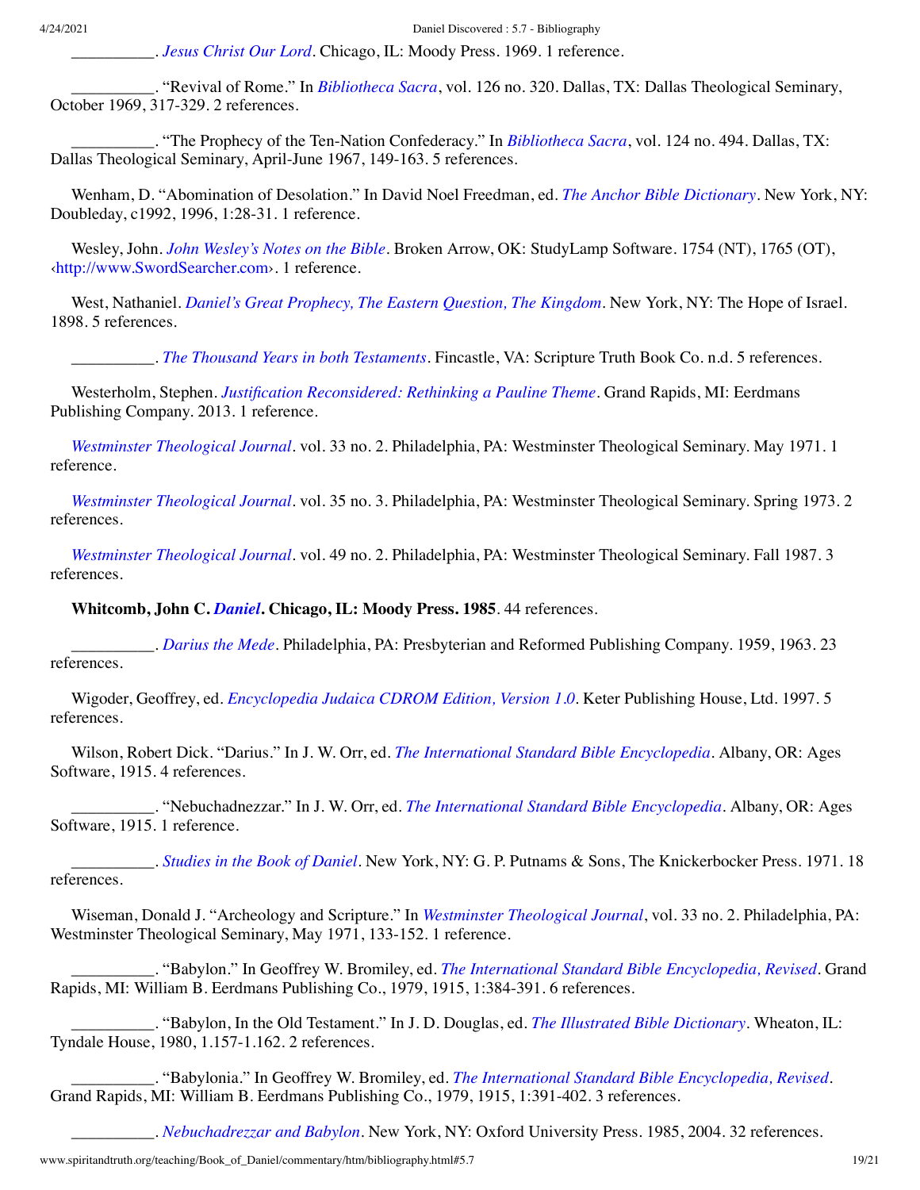__________. *Jesus Christ Our Lord*. Chicago, IL: Moody Press. 1969. 1 reference.

__________. "Revival of Rome." In *Bibliotheca Sacra*, vol. 126 no. 320. Dallas, TX: Dallas Theological Seminary, October 1969, 317-329. 2 references.

__________. "The Prophecy of the Ten-Nation Confederacy." In *Bibliotheca Sacra*, vol. 124 no. 494. Dallas, TX: Dallas Theological Seminary, April-June 1967, 149-163. 5 references.

Wenham, D. "Abomination of Desolation." In David Noel Freedman, ed. *The Anchor Bible Dictionary*. New York, NY: Doubleday, c1992, 1996, 1:28-31. 1 reference.

Wesley, John. *John Wesley's Notes on the Bible*. Broken Arrow, OK: StudyLamp Software. 1754 (NT), 1765 (OT), ‹http://www.SwordSearcher.com›. 1 reference.

West, Nathaniel. *Daniel's Great Prophecy, The Eastern Question, The Kingdom*. New York, NY: The Hope of Israel. 1898. 5 references.

__________. *The Thousand Years in both Testaments*. Fincastle, VA: Scripture Truth Book Co. n.d. 5 references.

Westerholm, Stephen. *Justification Reconsidered: Rethinking a Pauline Theme*. Grand Rapids, MI: Eerdmans Publishing Company. 2013. 1 reference.

*Westminster Theological Journal*. vol. 33 no. 2. Philadelphia, PA: Westminster Theological Seminary. May 1971. 1 reference.

*Westminster Theological Journal*. vol. 35 no. 3. Philadelphia, PA: Westminster Theological Seminary. Spring 1973. 2 references.

*Westminster Theological Journal*. vol. 49 no. 2. Philadelphia, PA: Westminster Theological Seminary. Fall 1987. 3 references.

**Whitcomb, John C. *Daniel*. Chicago, IL: Moody Press. 1985**. 44 references.

__________. *Darius the Mede*. Philadelphia, PA: Presbyterian and Reformed Publishing Company. 1959, 1963. 23 references.

Wigoder, Geoffrey, ed. *Encyclopedia Judaica CDROM Edition, Version 1.0*. Keter Publishing House, Ltd. 1997. 5 references.

Wilson, Robert Dick. "Darius." In J. W. Orr, ed. *The International Standard Bible Encyclopedia*. Albany, OR: Ages Software, 1915. 4 references.

__________. "Nebuchadnezzar." In J. W. Orr, ed. *The International Standard Bible Encyclopedia*. Albany, OR: Ages Software, 1915. 1 reference.

__________. *Studies in the Book of Daniel*. New York, NY: G. P. Putnams & Sons, The Knickerbocker Press. 1971. 18 references.

Wiseman, Donald J. "Archeology and Scripture." In *Westminster Theological Journal*, vol. 33 no. 2. Philadelphia, PA: Westminster Theological Seminary, May 1971, 133-152. 1 reference.

__________. "Babylon." In Geoffrey W. Bromiley, ed. *The International Standard Bible Encyclopedia, Revised*. Grand Rapids, MI: William B. Eerdmans Publishing Co., 1979, 1915, 1:384-391. 6 references.

__________. "Babylon, In the Old Testament." In J. D. Douglas, ed. *The Illustrated Bible Dictionary*. Wheaton, IL: Tyndale House, 1980, 1.157-1.162. 2 references.

__________. "Babylonia." In Geoffrey W. Bromiley, ed. *The International Standard Bible Encyclopedia, Revised*. Grand Rapids, MI: William B. Eerdmans Publishing Co., 1979, 1915, 1:391-402. 3 references.

__________. *Nebuchadrezzar and Babylon*. New York, NY: Oxford University Press. 1985, 2004. 32 references.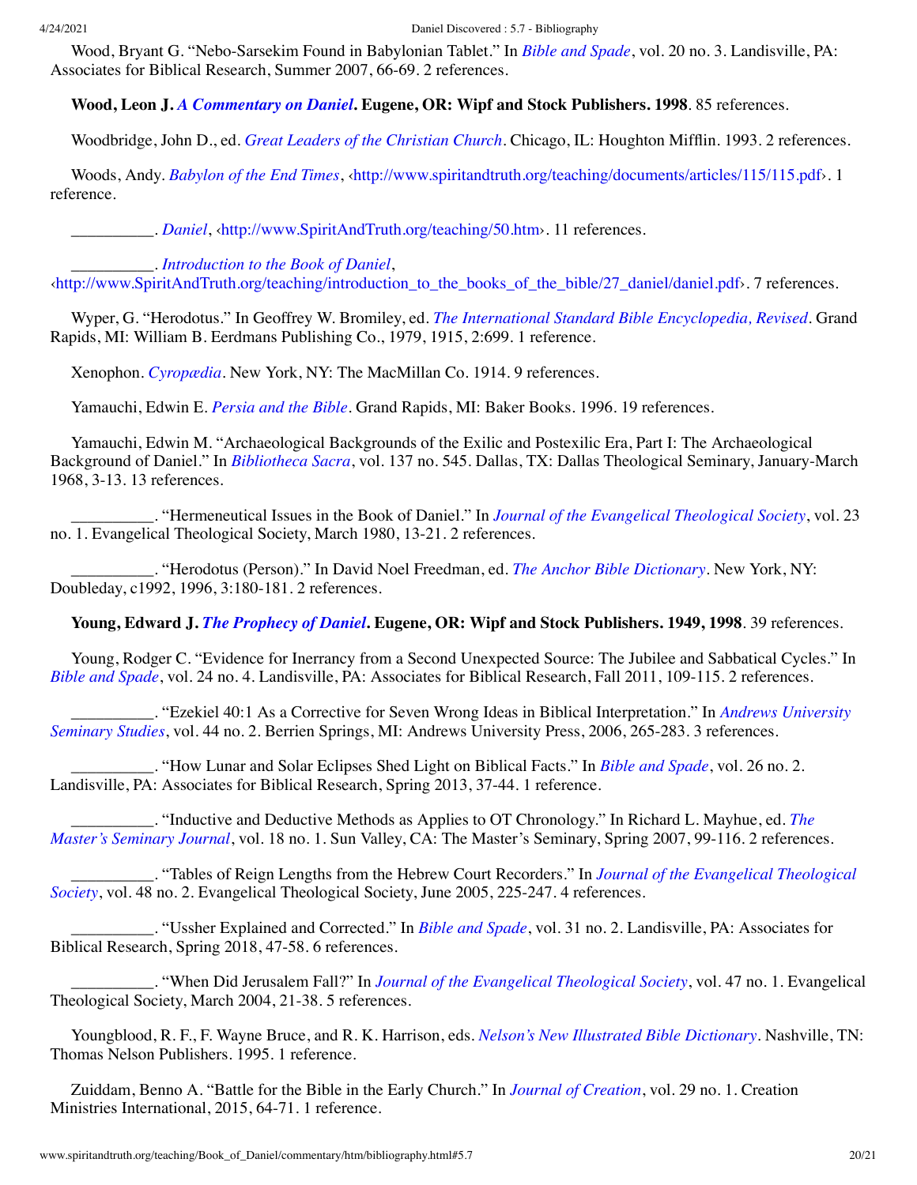Wood, Bryant G. "Nebo-Sarsekim Found in Babylonian Tablet." In *Bible and Spade*, vol. 20 no. 3. Landisville, PA: Associates for Biblical Research, Summer 2007, 66-69. 2 references.

**Wood, Leon J. *A Commentary on Daniel*. Eugene, OR: Wipf and Stock Publishers. 1998**. 85 references.

Woodbridge, John D., ed. *Great Leaders of the Christian Church*. Chicago, IL: Houghton Mifflin. 1993. 2 references.

Woods, Andy. *Babylon of the End Times*, ‹http://www.spiritandtruth.org/teaching/documents/articles/115/115.pdf›. 1 reference.

__________. *Daniel*, ‹http://www.SpiritAndTruth.org/teaching/50.htm›. 11 references.

__________. *Introduction to the Book of Daniel*, ‹http://www.SpiritAndTruth.org/teaching/introduction_to_the_books_of_the_bible/27_daniel/daniel.pdf›. 7 references.

Wyper, G. "Herodotus." In Geoffrey W. Bromiley, ed. *The International Standard Bible Encyclopedia, Revised*. Grand Rapids, MI: William B. Eerdmans Publishing Co., 1979, 1915, 2:699. 1 reference.

Xenophon. *Cyropædia*. New York, NY: The MacMillan Co. 1914. 9 references.

Yamauchi, Edwin E. *Persia and the Bible*. Grand Rapids, MI: Baker Books. 1996. 19 references.

Yamauchi, Edwin M. "Archaeological Backgrounds of the Exilic and Postexilic Era, Part I: The Archaeological Background of Daniel." In *Bibliotheca Sacra*, vol. 137 no. 545. Dallas, TX: Dallas Theological Seminary, January-March 1968, 3-13. 13 references.

__________. "Hermeneutical Issues in the Book of Daniel." In *Journal of the Evangelical Theological Society*, vol. 23 no. 1. Evangelical Theological Society, March 1980, 13-21. 2 references.

__________. "Herodotus (Person)." In David Noel Freedman, ed. *The Anchor Bible Dictionary*. New York, NY: Doubleday, c1992, 1996, 3:180-181. 2 references.

**Young, Edward J. *The Prophecy of Daniel*. Eugene, OR: Wipf and Stock Publishers. 1949, 1998**. 39 references.

Young, Rodger C. "Evidence for Inerrancy from a Second Unexpected Source: The Jubilee and Sabbatical Cycles." In *Bible and Spade*, vol. 24 no. 4. Landisville, PA: Associates for Biblical Research, Fall 2011, 109-115. 2 references.

__________. "Ezekiel 40:1 As a Corrective for Seven Wrong Ideas in Biblical Interpretation." In *Andrews University Seminary Studies*, vol. 44 no. 2. Berrien Springs, MI: Andrews University Press, 2006, 265-283. 3 references.

__________. "How Lunar and Solar Eclipses Shed Light on Biblical Facts." In *Bible and Spade*, vol. 26 no. 2. Landisville, PA: Associates for Biblical Research, Spring 2013, 37-44. 1 reference.

__________. "Inductive and Deductive Methods as Applies to OT Chronology." In Richard L. Mayhue, ed. *The Master's Seminary Journal*, vol. 18 no. 1. Sun Valley, CA: The Master's Seminary, Spring 2007, 99-116. 2 references.

__________. "Tables of Reign Lengths from the Hebrew Court Recorders." In *Journal of the Evangelical Theological Society*, vol. 48 no. 2. Evangelical Theological Society, June 2005, 225-247. 4 references.

__________. "Ussher Explained and Corrected." In *Bible and Spade*, vol. 31 no. 2. Landisville, PA: Associates for Biblical Research, Spring 2018, 47-58. 6 references.

__________. "When Did Jerusalem Fall?" In *Journal of the Evangelical Theological Society*, vol. 47 no. 1. Evangelical Theological Society, March 2004, 21-38. 5 references.

Youngblood, R. F., F. Wayne Bruce, and R. K. Harrison, eds. *Nelson's New Illustrated Bible Dictionary*. Nashville, TN: Thomas Nelson Publishers. 1995. 1 reference.

Zuiddam, Benno A. "Battle for the Bible in the Early Church." In *Journal of Creation*, vol. 29 no. 1. Creation Ministries International, 2015, 64-71. 1 reference.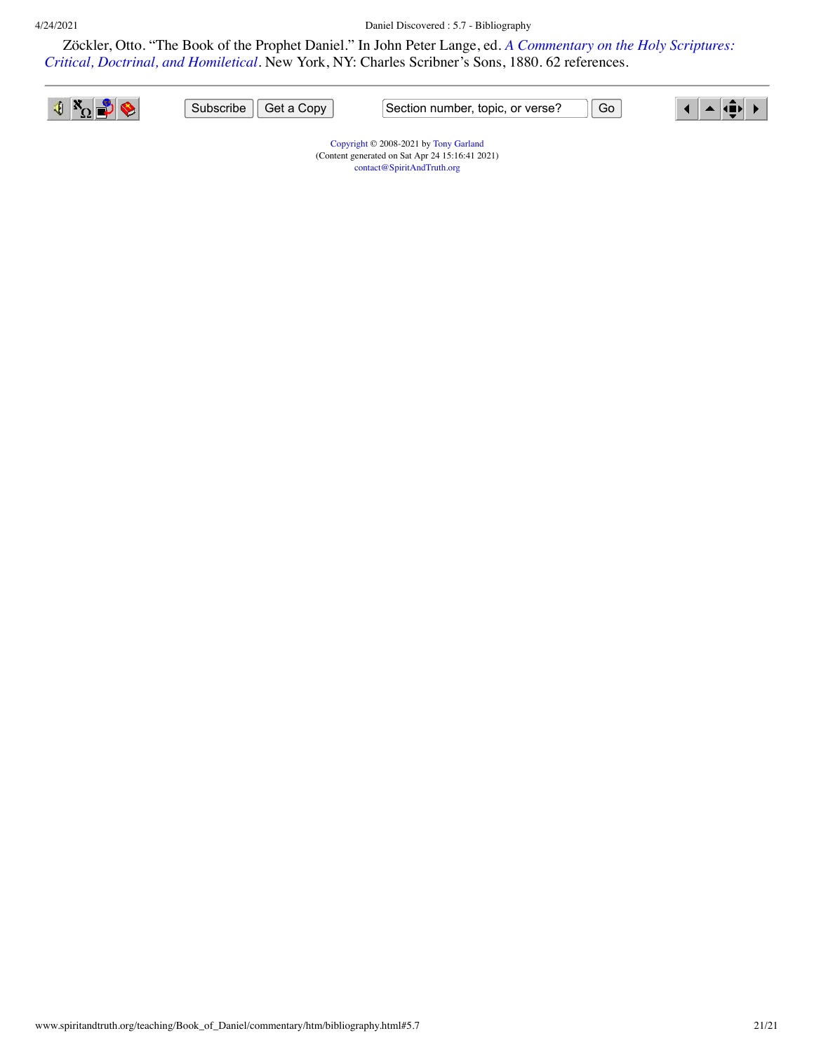Zöckler, Otto. "The Book of the Prophet Daniel." In John Peter Lange, ed. *A Commentary on the Holy Scriptures: Critical, Doctrinal, and Homiletical*. New York, NY: Charles Scribner's Sons, 1880. 62 references.

---

Copyright © 2008-2021 by Tony Garland
(Content generated on Sat Apr 24 15:16:41 2021)
contact@SpiritAndTruth.org